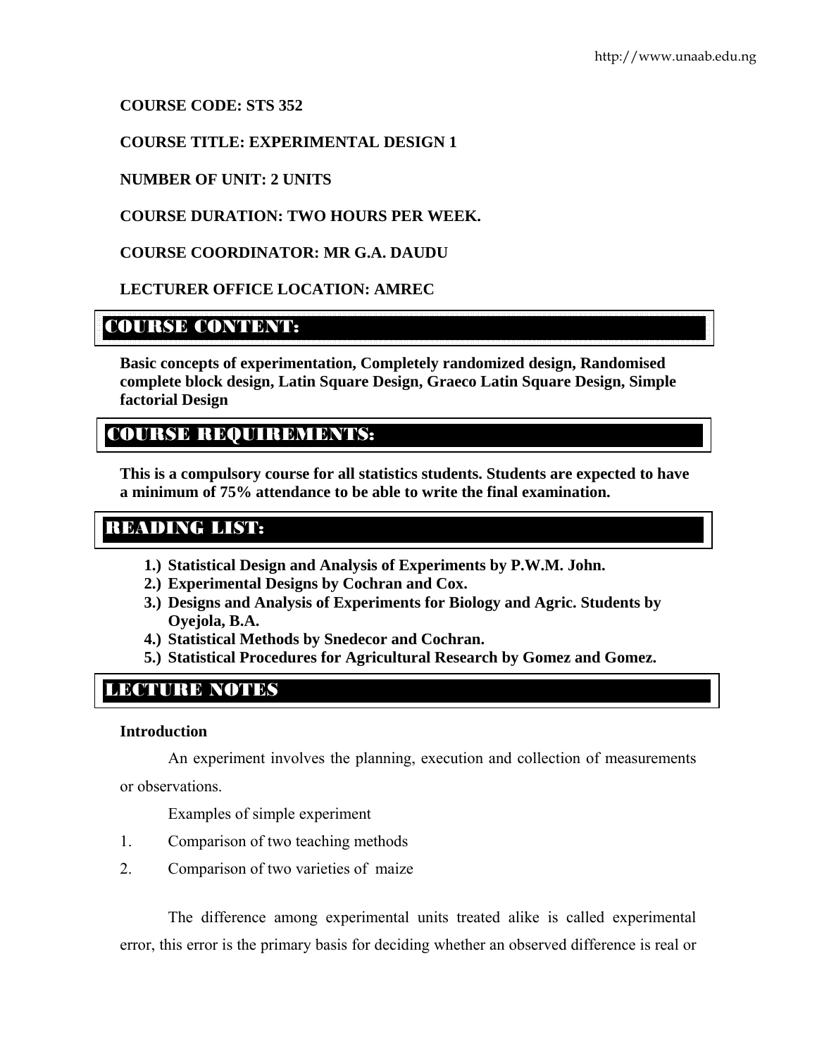**COURSE CODE: STS 352**

**COURSE TITLE: EXPERIMENTAL DESIGN 1**

**NUMBER OF UNIT: 2 UNITS**

**COURSE DURATION: TWO HOURS PER WEEK.**

**COURSE COORDINATOR: MR G.A. DAUDU**

**LECTURER OFFICE LOCATION: AMREC**

## COURSE CONTENT:

**Basic concepts of experimentation, Completely randomized design, Randomised complete block design, Latin Square Design, Graeco Latin Square Design, Simple factorial Design**

## COURSE REQUIREMENTS:

**This is a compulsory course for all statistics students. Students are expected to have a minimum of 75% attendance to be able to write the final examination.**

## READING LIST:

1.) **Statistical Design and Analysis of Experiments by P.W.M. John.**
2.) **Experimental Designs by Cochran and Cox.**
3.) **Designs and Analysis of Experiments for Biology and Agric. Students by Oyejola, B.A.**
4.) **Statistical Methods by Snedecor and Cochran.**
5.) **Statistical Procedures for Agricultural Research by Gomez and Gomez.**

## LECTURE NOTES

**Introduction**

An experiment involves the planning, execution and collection of measurements or observations.

Examples of simple experiment

1. Comparison of two teaching methods
2. Comparison of two varieties of maize

The difference among experimental units treated alike is called experimental error, this error is the primary basis for deciding whether an observed difference is real or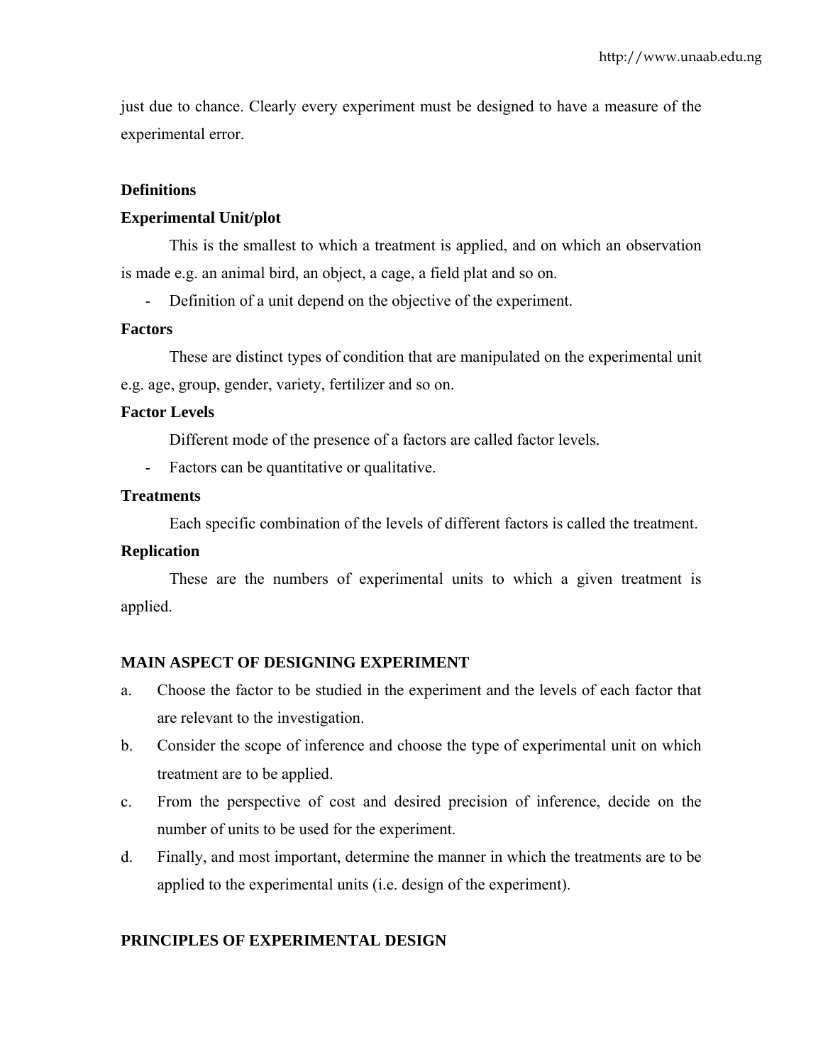just due to chance. Clearly every experiment must be designed to have a measure of the experimental error.

**Definitions**

**Experimental Unit/plot**

This is the smallest to which a treatment is applied, and on which an observation is made e.g. an animal bird, an object, a cage, a field plat and so on.

- Definition of a unit depend on the objective of the experiment.

**Factors**

These are distinct types of condition that are manipulated on the experimental unit e.g. age, group, gender, variety, fertilizer and so on.

**Factor Levels**

Different mode of the presence of a factors are called factor levels.

- Factors can be quantitative or qualitative.

**Treatments**

Each specific combination of the levels of different factors is called the treatment.

**Replication**

These are the numbers of experimental units to which a given treatment is applied.

**MAIN ASPECT OF DESIGNING EXPERIMENT**

a. Choose the factor to be studied in the experiment and the levels of each factor that are relevant to the investigation.

b. Consider the scope of inference and choose the type of experimental unit on which treatment are to be applied.

c. From the perspective of cost and desired precision of inference, decide on the number of units to be used for the experiment.

d. Finally, and most important, determine the manner in which the treatments are to be applied to the experimental units (i.e. design of the experiment).

**PRINCIPLES OF EXPERIMENTAL DESIGN**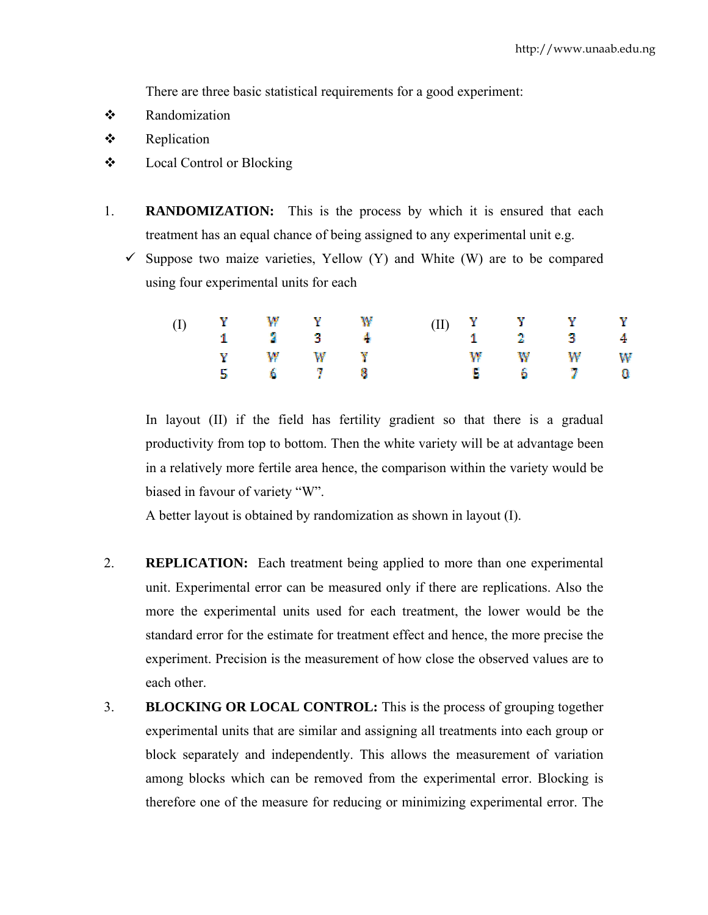There are three basic statistical requirements for a good experiment:

- Randomization
- Replication
- Local Control or Blocking

1. **RANDOMIZATION:** This is the process by which it is ensured that each treatment has an equal chance of being assigned to any experimental unit e.g.

   - ✓ Suppose two maize varieties, Yellow (Y) and White (W) are to be compared using four experimental units for each

| (I) | | | | | (II) | | | | |
|---|---|---|---|---|---|---|---|---|---|
| | Y 1 | W 2 | Y 3 | W 4 | | Y 1 | Y 2 | Y 3 | Y 4 |
| | Y 5 | W 6 | W 7 | Y 8 | | W 5 | W 6 | W 7 | W 8 |

   In layout (II) if the field has fertility gradient so that there is a gradual productivity from top to bottom. Then the white variety will be at advantage been in a relatively more fertile area hence, the comparison within the variety would be biased in favour of variety "W".

   A better layout is obtained by randomization as shown in layout (I).

2. **REPLICATION:** Each treatment being applied to more than one experimental unit. Experimental error can be measured only if there are replications. Also the more the experimental units used for each treatment, the lower would be the standard error for the estimate for treatment effect and hence, the more precise the experiment. Precision is the measurement of how close the observed values are to each other.

3. **BLOCKING OR LOCAL CONTROL:** This is the process of grouping together experimental units that are similar and assigning all treatments into each group or block separately and independently. This allows the measurement of variation among blocks which can be removed from the experimental error. Blocking is therefore one of the measure for reducing or minimizing experimental error. The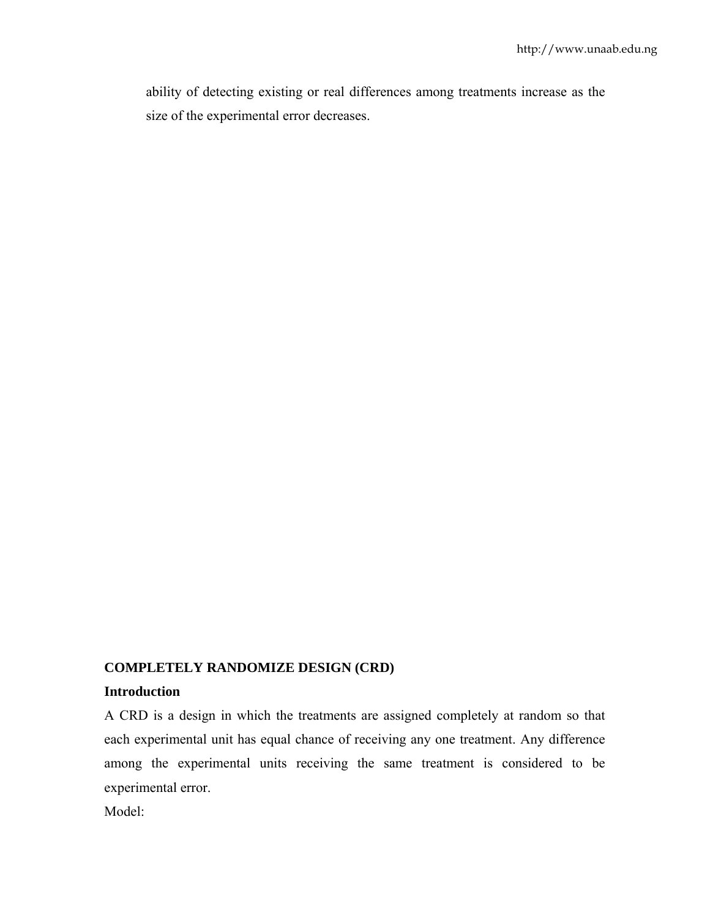ability of detecting existing or real differences among treatments increase as the size of the experimental error decreases.

## COMPLETELY RANDOMIZE DESIGN (CRD)

### Introduction

A CRD is a design in which the treatments are assigned completely at random so that each experimental unit has equal chance of receiving any one treatment. Any difference among the experimental units receiving the same treatment is considered to be experimental error.

Model: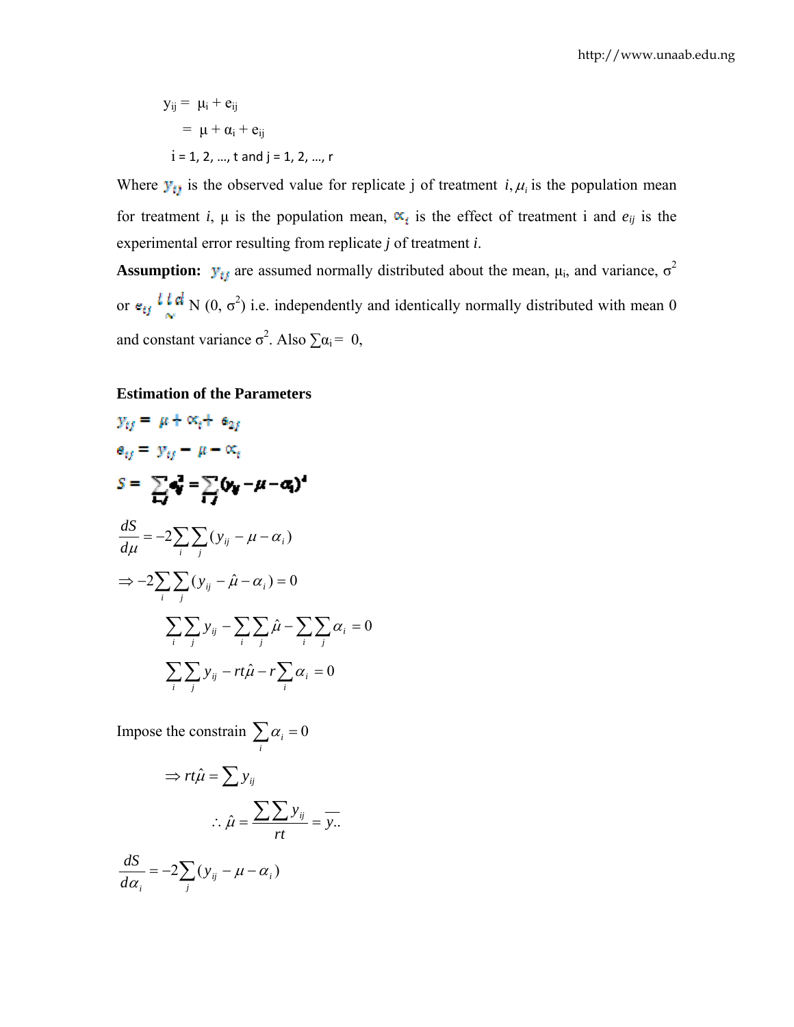$$y_{ij} = \mu_i + e_{ij}$$

$$= \mu + \alpha_i + e_{ij}$$

$$i = 1, 2, \ldots, t \text{ and } j = 1, 2, \ldots, r$$

Where $y_{ij}$ is the observed value for replicate j of treatment $i, \mu_i$ is the population mean for treatment *i*, $\mu$ is the population mean, $\alpha_i$ is the effect of treatment i and $e_{ij}$ is the experimental error resulting from replicate *j* of treatment *i*.

**Assumption:** $y_{ij}$ are assumed normally distributed about the mean, $\mu_i$, and variance, $\sigma^2$ or $e_{ij} \overset{iid}{\sim} N(0, \sigma^2)$ i.e. independently and identically normally distributed with mean 0 and constant variance $\sigma^2$. Also $\sum \alpha_i = 0$,

**Estimation of the Parameters**

$$y_{ij} = \mu + \alpha_i + e_{ij}$$

$$e_{ij} = y_{ij} - \mu - \alpha_i$$

$$S = \sum_{i}\sum_{j} e_{ij}^2 = \sum_{i}\sum_{j} (y_{ij} - \mu - \alpha_i)^2$$

$$\frac{dS}{d\mu} = -2\sum_i \sum_j (y_{ij} - \mu - \alpha_i)$$

$$\Rightarrow -2\sum_i \sum_j (y_{ij} - \hat{\mu} - \alpha_i) = 0$$

$$\sum_i \sum_j y_{ij} - \sum_i \sum_j \hat{\mu} - \sum_i \sum_j \alpha_i = 0$$

$$\sum_i \sum_j y_{ij} - rt\hat{\mu} - r\sum_i \alpha_i = 0$$

Impose the constrain $\sum_i \alpha_i = 0$

$$\Rightarrow rt\hat{\mu} = \sum y_{ij}$$

$$\therefore \hat{\mu} = \frac{\sum\sum y_{ij}}{rt} = \overline{y..}$$

$$\frac{dS}{d\alpha_i} = -2\sum_j (y_{ij} - \mu - \alpha_i)$$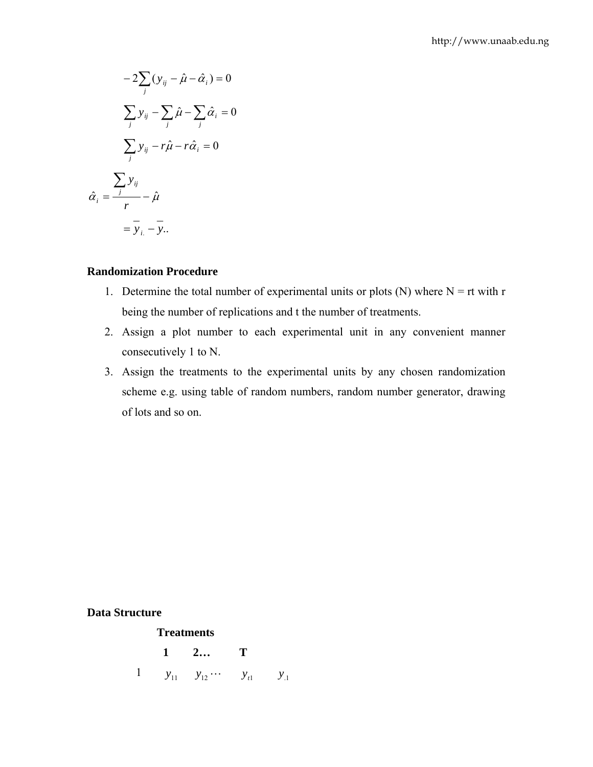$$-2\sum_{j}(y_{ij} - \hat{\mu} - \hat{\alpha}_i) = 0$$

$$\sum_{j} y_{ij} - \sum_{j} \hat{\mu} - \sum_{j} \hat{\alpha}_i = 0$$

$$\sum_{j} y_{ij} - r\hat{\mu} - r\hat{\alpha}_i = 0$$

$$\hat{\alpha}_i = \frac{\sum_{j} y_{ij}}{r} - \hat{\mu}$$

$$= \bar{y}_{i.} - \bar{y}_{..}$$

**Randomization Procedure**

1. Determine the total number of experimental units or plots (N) where N = rt with r being the number of replications and t the number of treatments.
2. Assign a plot number to each experimental unit in any convenient manner consecutively 1 to N.
3. Assign the treatments to the experimental units by any chosen randomization scheme e.g. using table of random numbers, random number generator, drawing of lots and so on.

**Data Structure**

| | **Treatments** | | | |
|---|---|---|---|---|
| | **1** | **2…** | **T** | |
| 1 | $y_{11}$ | $y_{12} \cdots$ | $y_{t1}$ | $y_{.1}$ |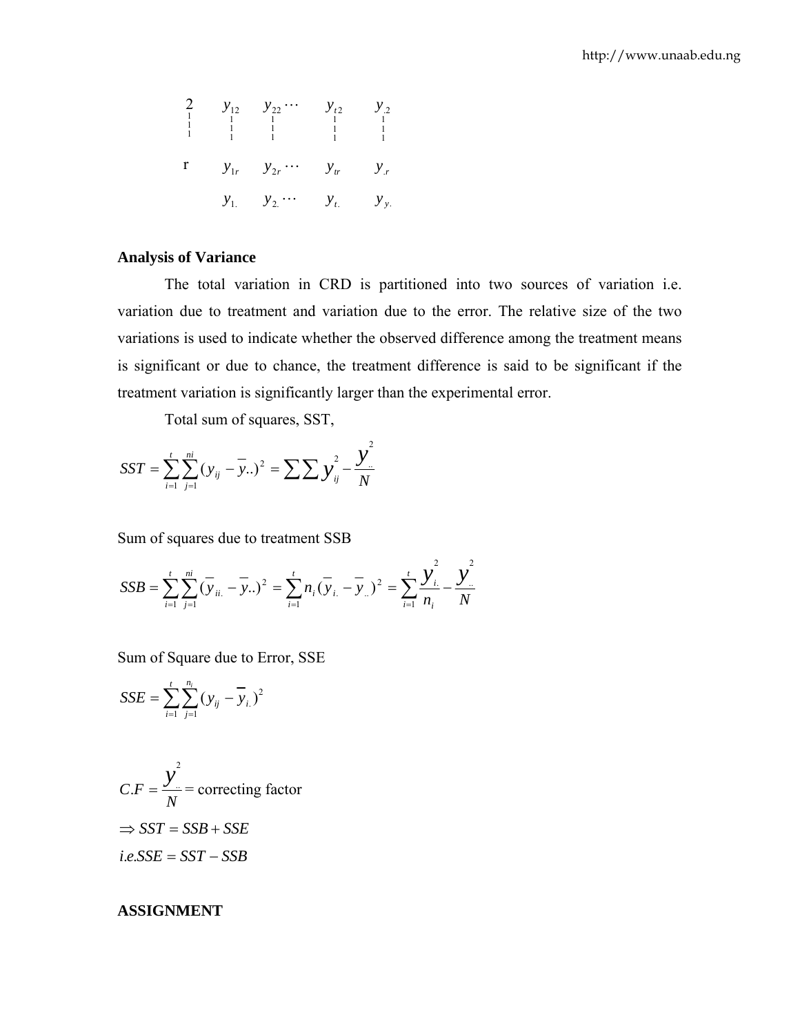| 2 | $y_{12}$ | $y_{22} \cdots$ | $y_{t2}$ | $y_{.2}$ |
|---|---|---|---|---|
| ⋮ | ⋮ | ⋮ | ⋮ | ⋮ |
| r | $y_{1r}$ | $y_{2r} \cdots$ | $y_{tr}$ | $y_{.r}$ |
| | $y_{1.}$ | $y_{2.} \cdots$ | $y_{t.}$ | $y_{y.}$ |

**Analysis of Variance**

The total variation in CRD is partitioned into two sources of variation i.e. variation due to treatment and variation due to the error. The relative size of the two variations is used to indicate whether the observed difference among the treatment means is significant or due to chance, the treatment difference is said to be significant if the treatment variation is significantly larger than the experimental error.

Total sum of squares, SST,

$$SST = \sum_{i=1}^{t}\sum_{j=1}^{ni}(y_{ij} - \bar{y}..)^2 = \sum\sum y_{ij}^2 - \frac{y_{..}^2}{N}$$

Sum of squares due to treatment SSB

$$SSB = \sum_{i=1}^{t}\sum_{j=1}^{ni}(\bar{y}_{ii.} - \bar{y}..)^2 = \sum_{i=1}^{t} n_i(\bar{y}_{i.} - \bar{y}_{..})^2 = \sum_{i=1}^{t}\frac{y_{i.}^2}{n_i} - \frac{y_{..}^2}{N}$$

Sum of Square due to Error, SSE

$$SSE = \sum_{i=1}^{t}\sum_{j=1}^{n_i}(y_{ij} - \bar{y}_{i.})^2$$

$C.F = \dfrac{y_{..}^2}{N}$ = correcting factor

$\Rightarrow SST = SSB + SSE$

$i.e. SSE = SST - SSB$

**ASSIGNMENT**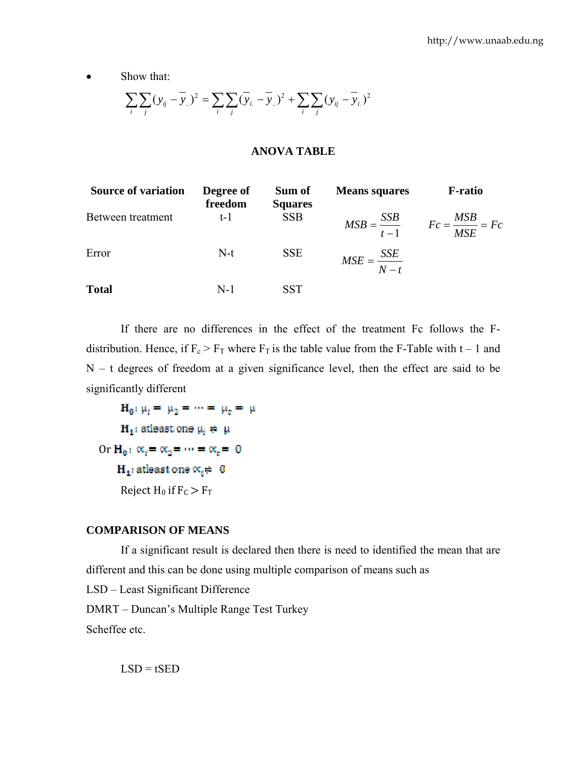- Show that:

$$\sum_i \sum_j (y_{ij} - \bar{y}_{..})^2 = \sum_i \sum_j (\bar{y}_{i.} - \bar{y}_{..})^2 + \sum_i \sum_j (y_{ij} - \bar{y}_{i.})^2$$

**ANOVA TABLE**

| Source of variation | Degree of freedom | Sum of Squares | Means squares | F-ratio |
|---|---|---|---|---|
| Between treatment | t-1 | SSB | $MSB = \frac{SSB}{t-1}$ | $Fc = \frac{MSB}{MSE} = Fc$ |
| Error | N-t | SSE | $MSE = \frac{SSE}{N-t}$ | |
| **Total** | N-1 | SST | | |

If there are no differences in the effect of the treatment Fc follows the F-distribution. Hence, if $F_c > F_T$ where $F_T$ is the table value from the F-Table with t – 1 and N – t degrees of freedom at a given significance level, then the effect are said to be significantly different

$\mathbf{H_0}: \mu_i = \mu_2 = \cdots = \mu_t = \mu$

$\mathbf{H_1}$: atleast one $\mu_i \neq \mu$

Or $\mathbf{H_0}: \alpha_i = \alpha_2 = \cdots = \alpha_t = 0$

$\mathbf{H_1}$: atleast one $\alpha_i \neq 0$

Reject $H_0$ if $F_C > F_T$

**COMPARISON OF MEANS**

If a significant result is declared then there is need to identified the mean that are different and this can be done using multiple comparison of means such as

LSD – Least Significant Difference

DMRT – Duncan's Multiple Range Test Turkey

Scheffee etc.

LSD = tSED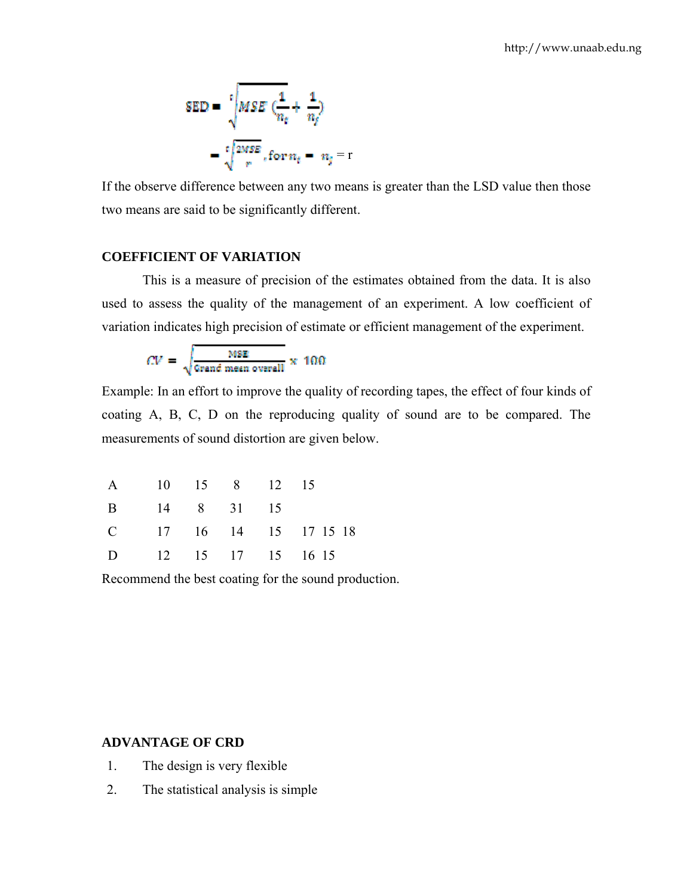$$SED = \sqrt{MSE\left(\frac{1}{n_i} + \frac{1}{n_j}\right)}$$

$$= \sqrt{\frac{2MSE}{r}}, \text{for } n_i = n_j = r$$

If the observe difference between any two means is greater than the LSD value then those two means are said to be significantly different.

**COEFFICIENT OF VARIATION**

This is a measure of precision of the estimates obtained from the data. It is also used to assess the quality of the management of an experiment. A low coefficient of variation indicates high precision of estimate or efficient management of the experiment.

$$CV = \sqrt{\frac{MSE}{\text{Grand mean overall}}} \times 100$$

Example: In an effort to improve the quality of recording tapes, the effect of four kinds of coating A, B, C, D on the reproducing quality of sound are to be compared. The measurements of sound distortion are given below.

| | | | | | | | |
|---|---|---|---|---|---|---|---|
| A | 10 | 15 | 8 | 12 | 15 | | |
| B | 14 | 8 | 31 | 15 | | | |
| C | 17 | 16 | 14 | 15 | 17 | 15 | 18 |
| D | 12 | 15 | 17 | 15 | 16 | 15 | |

Recommend the best coating for the sound production.

**ADVANTAGE OF CRD**

1. The design is very flexible
2. The statistical analysis is simple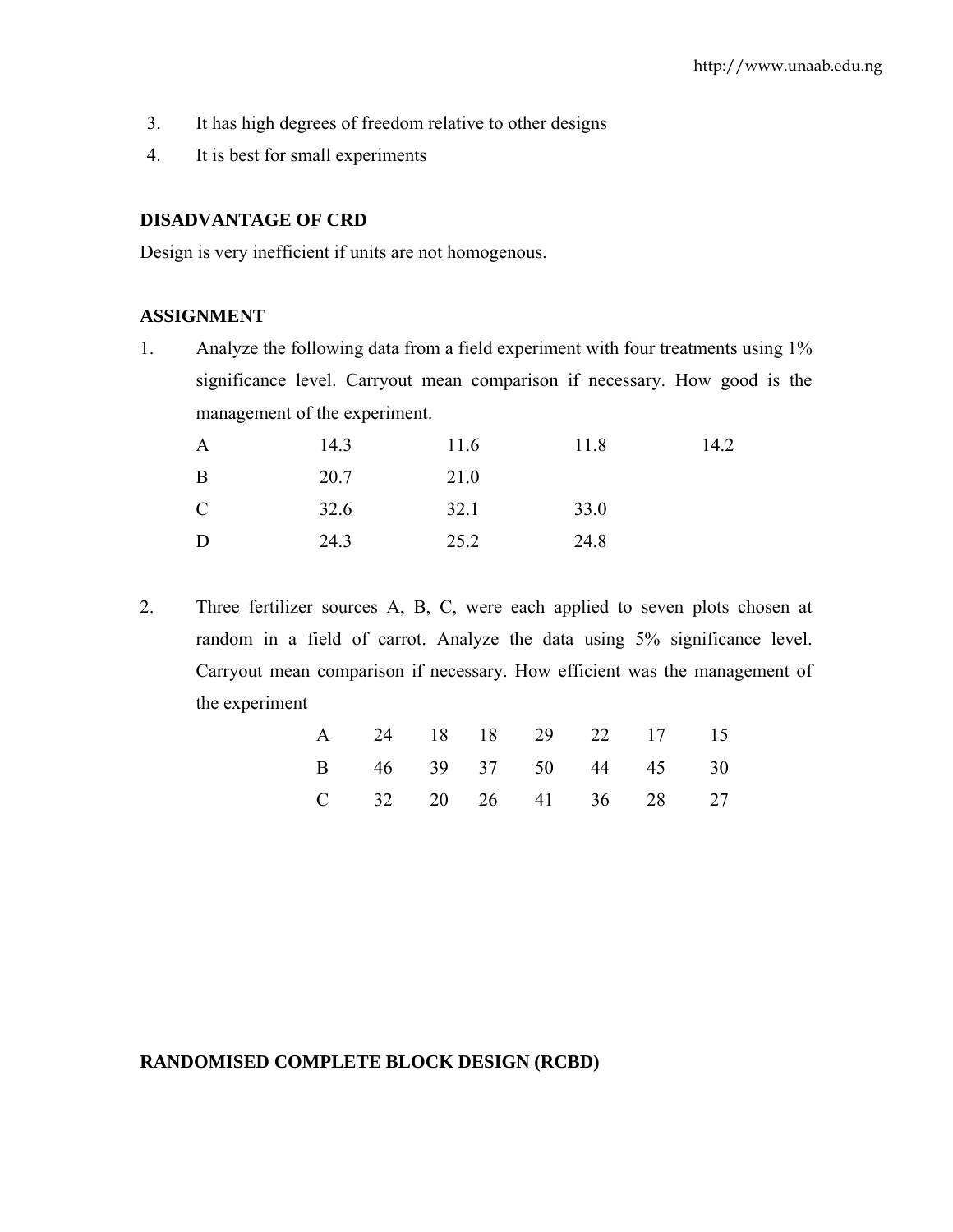3. It has high degrees of freedom relative to other designs
4. It is best for small experiments

**DISADVANTAGE OF CRD**

Design is very inefficient if units are not homogenous.

**ASSIGNMENT**

1. Analyze the following data from a field experiment with four treatments using 1% significance level. Carryout mean comparison if necessary. How good is the management of the experiment.

| | | | | |
|---|---|---|---|---|
| A | 14.3 | 11.6 | 11.8 | 14.2 |
| B | 20.7 | 21.0 | | |
| C | 32.6 | 32.1 | 33.0 | |
| D | 24.3 | 25.2 | 24.8 | |

2. Three fertilizer sources A, B, C, were each applied to seven plots chosen at random in a field of carrot. Analyze the data using 5% significance level. Carryout mean comparison if necessary. How efficient was the management of the experiment

| | | | | | | | |
|---|---|---|---|---|---|---|---|
| A | 24 | 18 | 18 | 29 | 22 | 17 | 15 |
| B | 46 | 39 | 37 | 50 | 44 | 45 | 30 |
| C | 32 | 20 | 26 | 41 | 36 | 28 | 27 |

**RANDOMISED COMPLETE BLOCK DESIGN (RCBD)**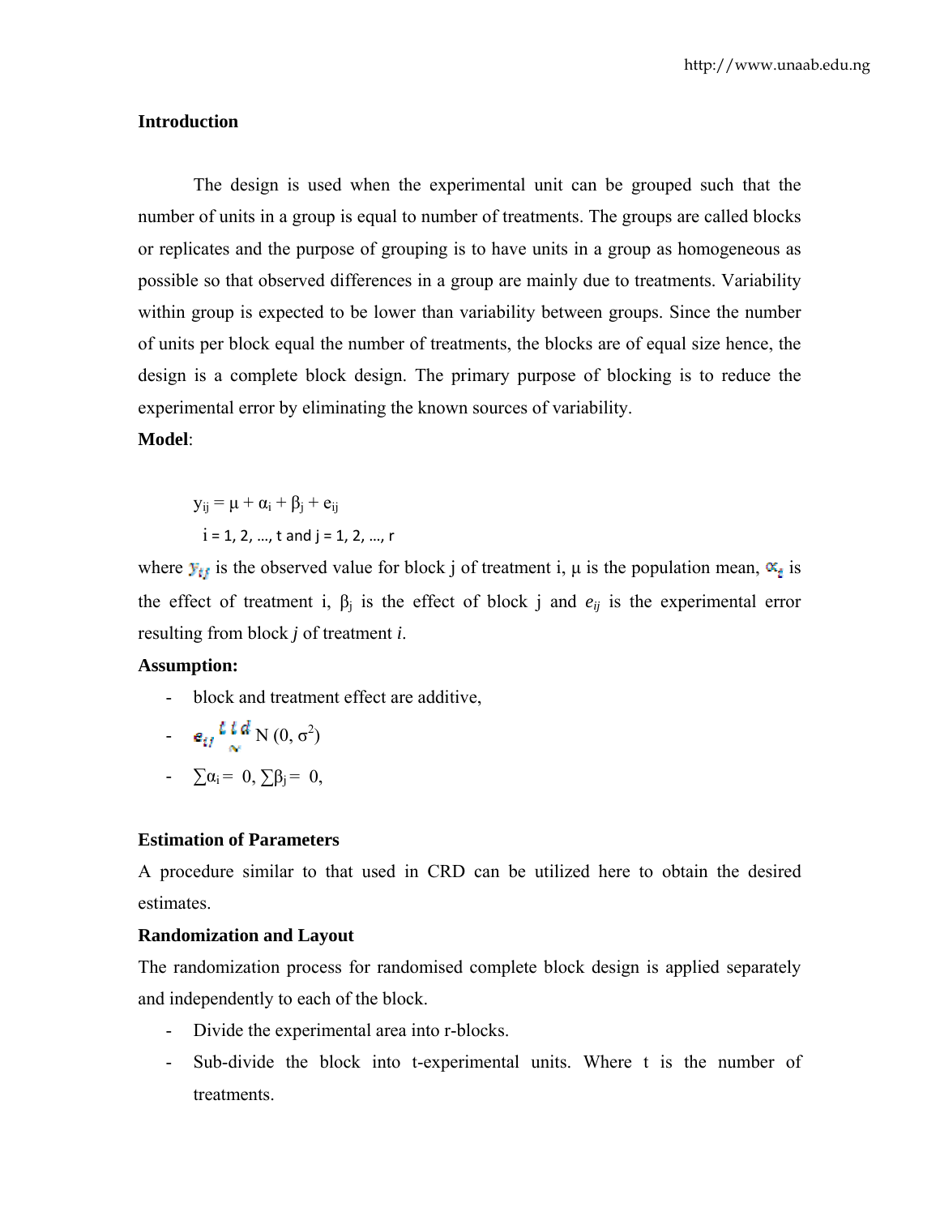## Introduction

The design is used when the experimental unit can be grouped such that the number of units in a group is equal to number of treatments. The groups are called blocks or replicates and the purpose of grouping is to have units in a group as homogeneous as possible so that observed differences in a group are mainly due to treatments. Variability within group is expected to be lower than variability between groups. Since the number of units per block equal the number of treatments, the blocks are of equal size hence, the design is a complete block design. The primary purpose of blocking is to reduce the experimental error by eliminating the known sources of variability.

**Model**:

$$y_{ij} = \mu + \alpha_i + \beta_j + e_{ij}$$

$$i = 1, 2, \ldots, t \text{ and } j = 1, 2, \ldots, r$$

where $y_{ij}$ is the observed value for block j of treatment i, $\mu$ is the population mean, $\alpha_i$ is the effect of treatment i, $\beta_j$ is the effect of block j and $e_{ij}$ is the experimental error resulting from block *j* of treatment *i*.

**Assumption:**

- block and treatment effect are additive,
- $e_{ij} \overset{iid}{\sim} N(0, \sigma^2)$
- $\sum\alpha_i = 0$, $\sum\beta_j = 0$,

**Estimation of Parameters**

A procedure similar to that used in CRD can be utilized here to obtain the desired estimates.

**Randomization and Layout**

The randomization process for randomised complete block design is applied separately and independently to each of the block.

- Divide the experimental area into r-blocks.
- Sub-divide the block into t-experimental units. Where t is the number of treatments.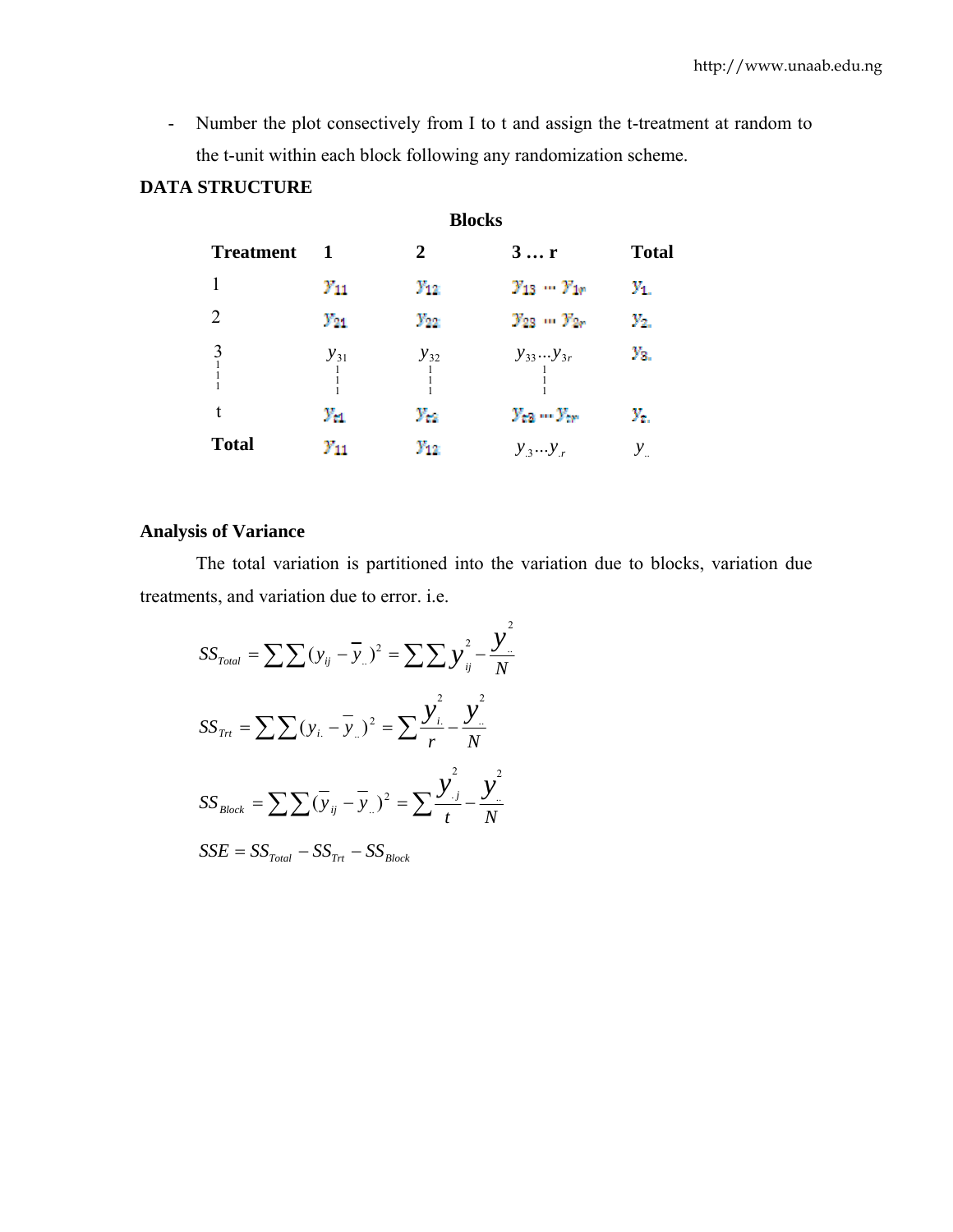- Number the plot consectively from I to t and assign the t-treatment at random to the t-unit within each block following any randomization scheme.

**DATA STRUCTURE**

| | **Blocks** | | | |
|---|---|---|---|---|
| **Treatment** | **1** | **2** | **3 … r** | **Total** |
| 1 | $y_{11}$ | $y_{12}$ | $y_{13} \cdots y_{1r}$ | $y_{1.}$ |
| 2 | $y_{21}$ | $y_{22}$ | $y_{23} \cdots y_{2r}$ | $y_{2.}$ |
| 3 | $y_{31}$ | $y_{32}$ | $y_{33} \cdots y_{3r}$ | $y_{3.}$ |
| ⋮ | ⋮ | ⋮ | ⋮ | |
| t | $y_{t1}$ | $y_{t2}$ | $y_{t3} \cdots y_{tr}$ | $y_{t.}$ |
| **Total** | $y_{11}$ | $y_{12}$ | $y_{.3} \cdots y_{.r}$ | $y_{..}$ |

**Analysis of Variance**

The total variation is partitioned into the variation due to blocks, variation due treatments, and variation due to error. i.e.

$$SS_{Total} = \sum\sum(y_{ij} - \bar{y}_{..})^2 = \sum\sum y_{ij}^2 - \frac{y_{..}^2}{N}$$

$$SS_{Trt} = \sum\sum(y_{i.} - \bar{y}_{..})^2 = \sum\frac{y_{i.}^2}{r} - \frac{y_{..}^2}{N}$$

$$SS_{Block} = \sum\sum(\bar{y}_{ij} - \bar{y}_{..})^2 = \sum\frac{y_{.j}^2}{t} - \frac{y_{..}^2}{N}$$

$$SSE = SS_{Total} - SS_{Trt} - SS_{Block}$$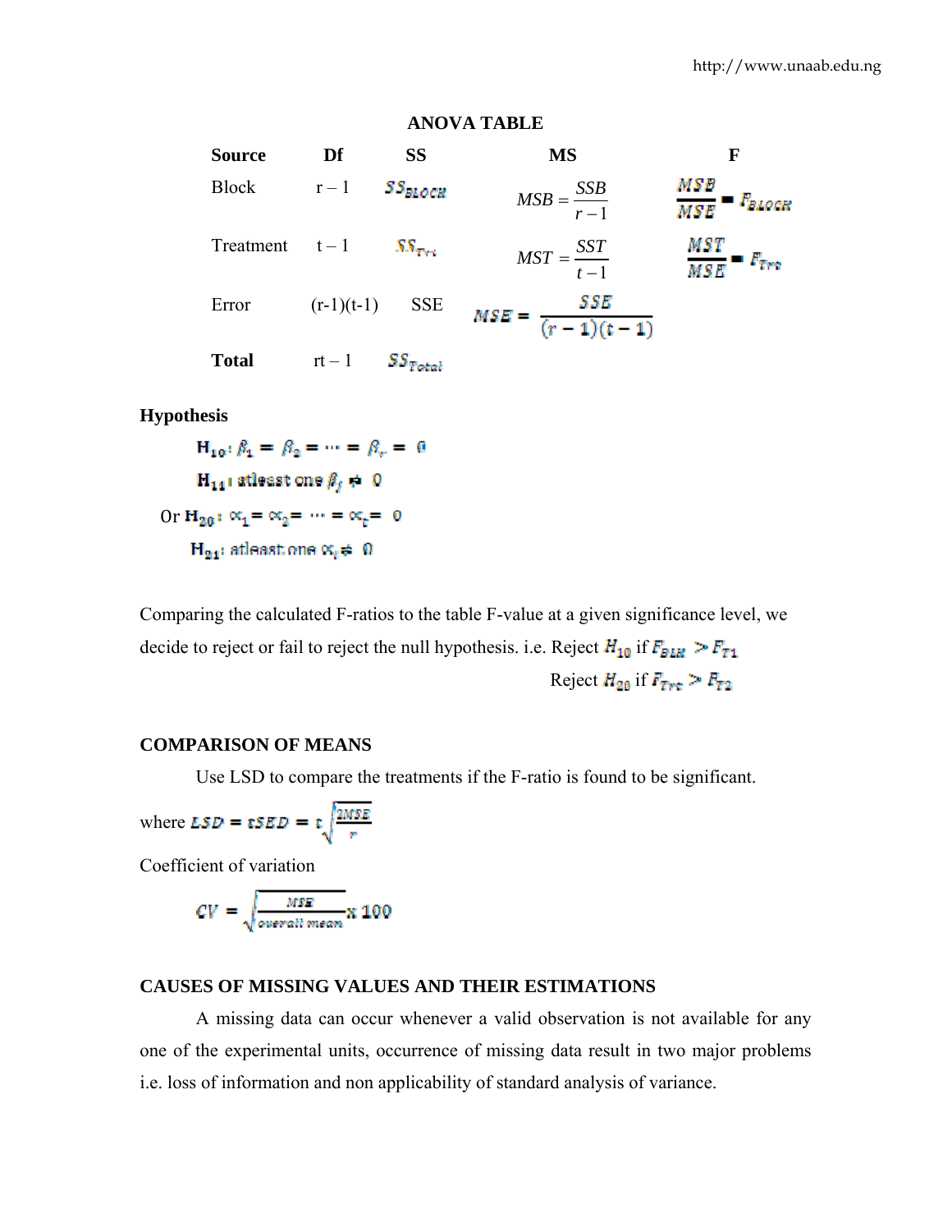## ANOVA TABLE

| Source | Df | SS | MS | F |
|---|---|---|---|---|
| Block | r – 1 | $SS_{BLOCK}$ | $MSB = \frac{SSB}{r-1}$ | $\frac{MSB}{MSE} = F_{BLOCK}$ |
| Treatment | t – 1 | $SS_{Trt}$ | $MST = \frac{SST}{t-1}$ | $\frac{MST}{MSE} = F_{Trt}$ |
| Error | (r-1)(t-1) | SSE | $MSE = \frac{SSE}{(r-1)(t-1)}$ | |
| **Total** | rt – 1 | $SS_{Total}$ | | |

**Hypothesis**

$H_{10}: \beta_1 = \beta_2 = \cdots = \beta_r = 0$

$H_{11}:$ atleast one $\beta_j \neq 0$

Or $H_{20}: \alpha_1 = \alpha_2 = \cdots = \alpha_t = 0$

$H_{21}:$ atleast one $\alpha_i \neq 0$

Comparing the calculated F-ratios to the table F-value at a given significance level, we decide to reject or fail to reject the null hypothesis. i.e. Reject $H_{10}$ if $F_{BLK} > F_{T1}$

Reject $H_{20}$ if $F_{Trt} > F_{T2}$

**COMPARISON OF MEANS**

Use LSD to compare the treatments if the F-ratio is found to be significant.

where $LSD = tSED = t\sqrt{\frac{2MSE}{r}}$

Coefficient of variation

$$CV = \sqrt{\frac{MSE}{overall\ mean}} \times 100$$

**CAUSES OF MISSING VALUES AND THEIR ESTIMATIONS**

A missing data can occur whenever a valid observation is not available for any one of the experimental units, occurrence of missing data result in two major problems i.e. loss of information and non applicability of standard analysis of variance.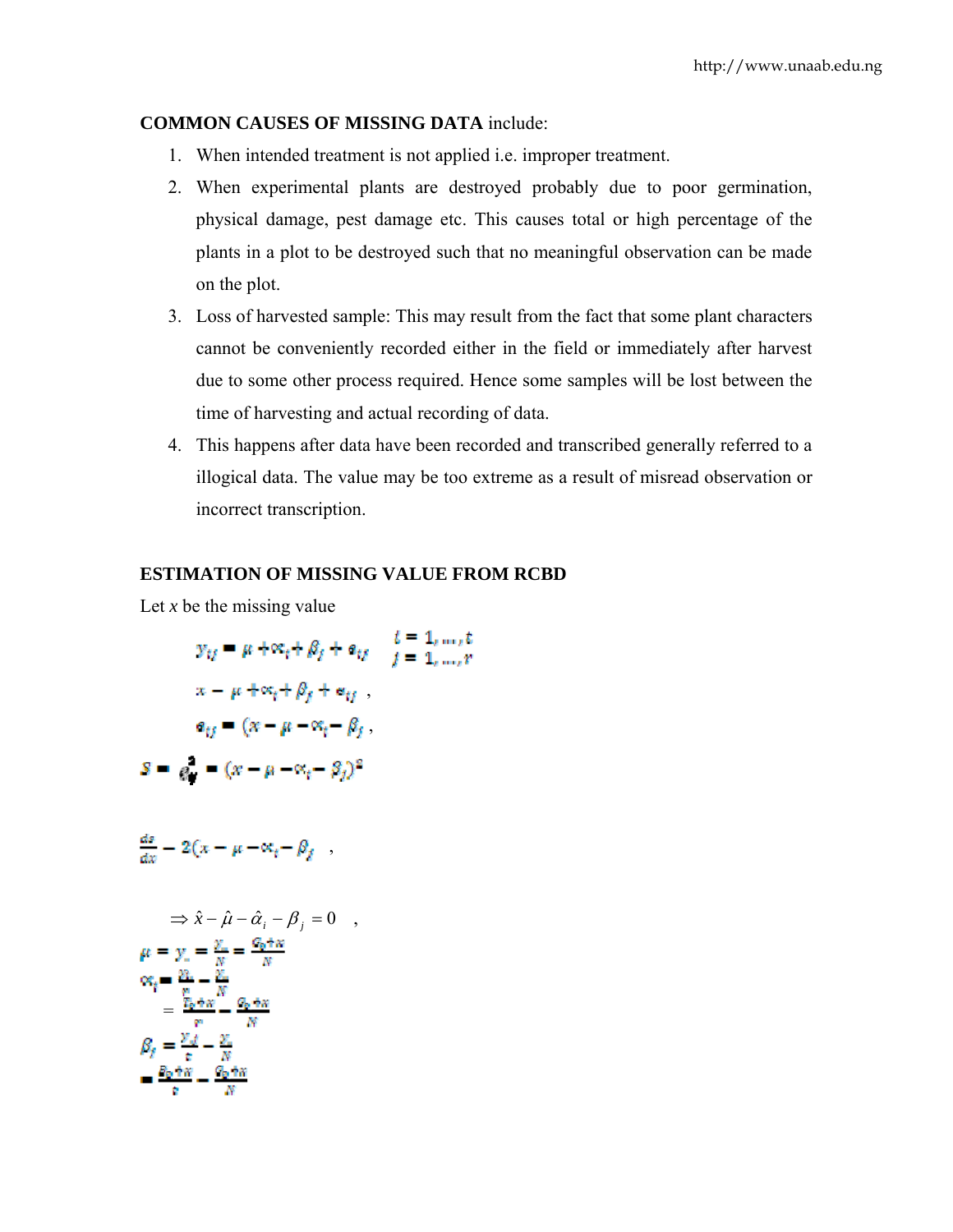**COMMON CAUSES OF MISSING DATA** include:

1. When intended treatment is not applied i.e. improper treatment.
2. When experimental plants are destroyed probably due to poor germination, physical damage, pest damage etc. This causes total or high percentage of the plants in a plot to be destroyed such that no meaningful observation can be made on the plot.
3. Loss of harvested sample: This may result from the fact that some plant characters cannot be conveniently recorded either in the field or immediately after harvest due to some other process required. Hence some samples will be lost between the time of harvesting and actual recording of data.
4. This happens after data have been recorded and transcribed generally referred to a illogical data. The value may be too extreme as a result of misread observation or incorrect transcription.

**ESTIMATION OF MISSING VALUE FROM RCBD**

Let $x$ be the missing value

$$y_{ij} = \mu + \alpha_i + \beta_j + e_{ij} \quad \begin{array}{l} i = 1, \dots, t \\ j = 1, \dots, r \end{array}$$

$$x = \mu + \alpha_i + \beta_j + e_{ij} \ ,$$

$$e_{ij} = (x - \mu - \alpha_i - \beta_j \ ,$$

$$S = e_{ij}^2 = (x - \mu - \alpha_i - \beta_j)^2$$

$$\frac{ds}{dx} = 2(x - \mu - \alpha_i - \beta_j \ ,$$

$$\Rightarrow \hat{x} - \hat{\mu} - \hat{\alpha}_i - \beta_j = 0 \ ,$$

$$\mu = y_{..} = \frac{Y_{..}}{N} = \frac{G_0 + x}{N}$$

$$\alpha_i = \frac{Y_{i.}}{r} - \frac{Y_{..}}{N}$$

$$= \frac{T_0 + x}{r} - \frac{G_0 + x}{N}$$

$$\beta_j = \frac{Y_{.j}}{t} - \frac{Y_{..}}{N}$$

$$= \frac{B_0 + x}{t} - \frac{G_0 + x}{N}$$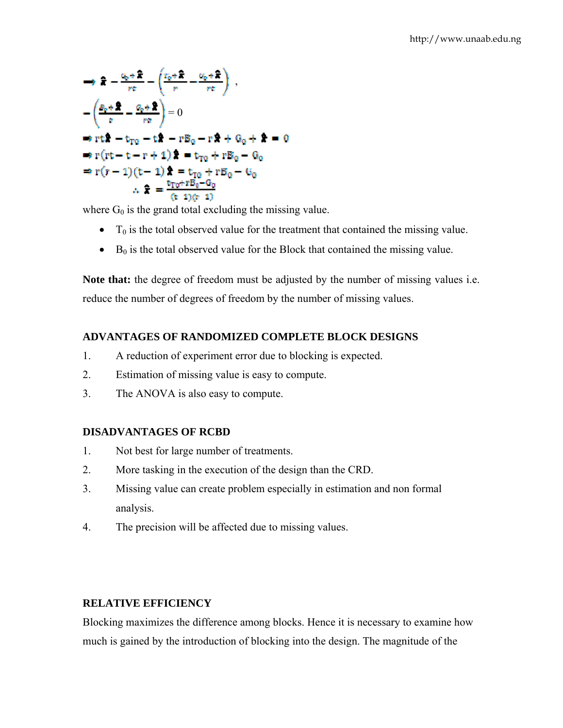$$\Rightarrow \hat{x} - \frac{G_0 + \hat{x}}{rt} - \left(\frac{t_0 + \hat{x}}{r} - \frac{G_0 + \hat{x}}{rt}\right),$$

$$-\left(\frac{B_0 + \hat{x}}{t} - \frac{G_0 + \hat{x}}{rt}\right) = 0$$

$$\Rightarrow rt\hat{x} - t_{T0} - t\hat{x} - rB_0 - r\hat{x} + G_0 + \hat{x} = 0$$

$$\Rightarrow r(rt - t - r + 1)\hat{x} = t_{T0} + rB_0 - G_0$$

$$\Rightarrow r(r-1)(t-1)\hat{x} = t_{T0} + rB_0 - G_0$$

$$\therefore \hat{x} = \frac{t_{T0} + rB_0 - G_0}{(t-1)(r-1)}$$

where $G_0$ is the grand total excluding the missing value.

- $T_0$ is the total observed value for the treatment that contained the missing value.
- $B_0$ is the total observed value for the Block that contained the missing value.

**Note that:** the degree of freedom must be adjusted by the number of missing values i.e. reduce the number of degrees of freedom by the number of missing values.

### ADVANTAGES OF RANDOMIZED COMPLETE BLOCK DESIGNS

1. A reduction of experiment error due to blocking is expected.
2. Estimation of missing value is easy to compute.
3. The ANOVA is also easy to compute.

### DISADVANTAGES OF RCBD

1. Not best for large number of treatments.
2. More tasking in the execution of the design than the CRD.
3. Missing value can create problem especially in estimation and non formal analysis.
4. The precision will be affected due to missing values.

### RELATIVE EFFICIENCY

Blocking maximizes the difference among blocks. Hence it is necessary to examine how much is gained by the introduction of blocking into the design. The magnitude of the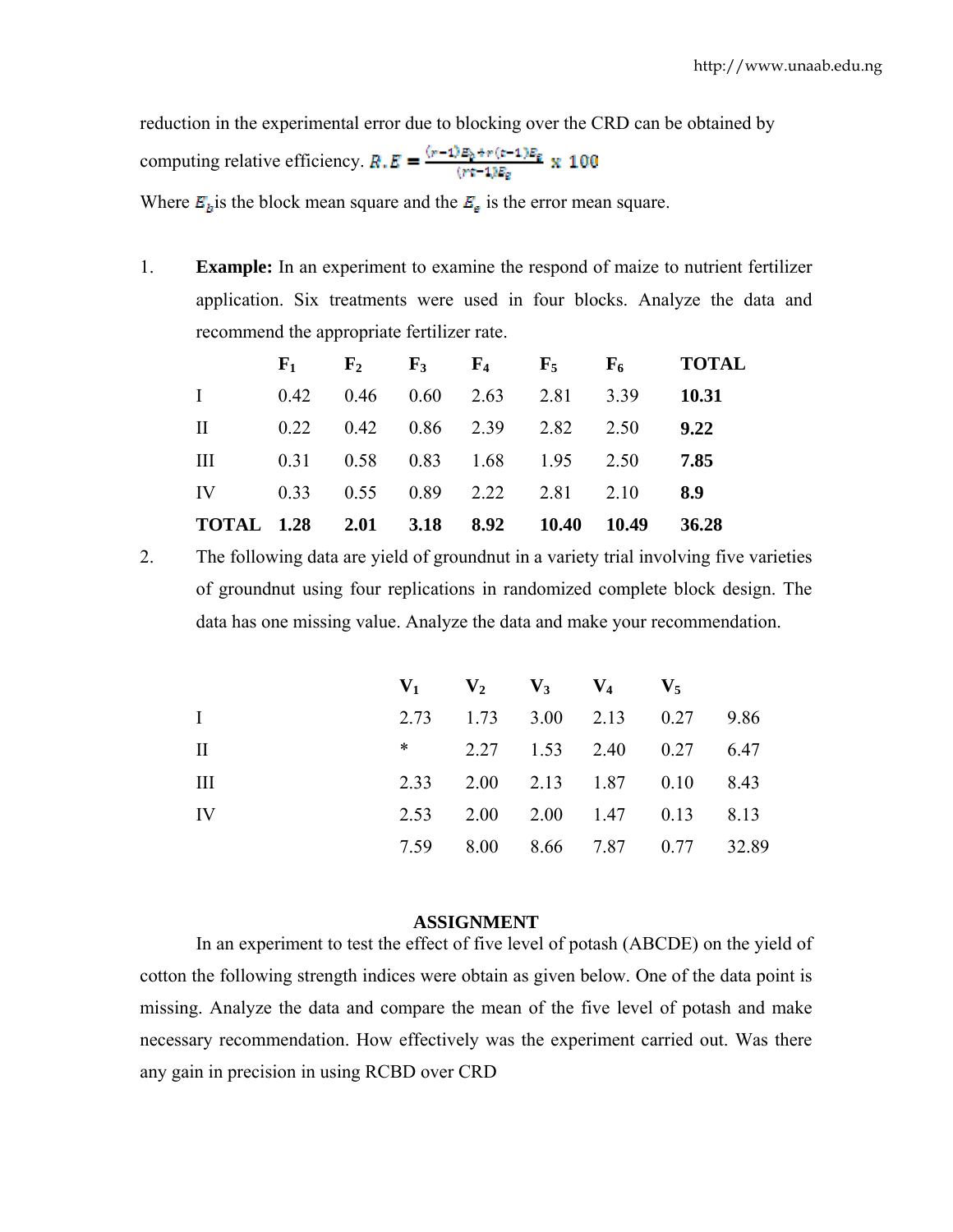reduction in the experimental error due to blocking over the CRD can be obtained by computing relative efficiency. $R.E = \frac{(r-1)E_b + r(t-1)E_E}{(rt-1)E_E} \times 100$

Where $E_b$ is the block mean square and the $E_e$ is the error mean square.

1. **Example:** In an experiment to examine the respond of maize to nutrient fertilizer application. Six treatments were used in four blocks. Analyze the data and recommend the appropriate fertilizer rate.

| | $F_1$ | $F_2$ | $F_3$ | $F_4$ | $F_5$ | $F_6$ | TOTAL |
|---|---|---|---|---|---|---|---|
| I | 0.42 | 0.46 | 0.60 | 2.63 | 2.81 | 3.39 | **10.31** |
| II | 0.22 | 0.42 | 0.86 | 2.39 | 2.82 | 2.50 | **9.22** |
| III | 0.31 | 0.58 | 0.83 | 1.68 | 1.95 | 2.50 | **7.85** |
| IV | 0.33 | 0.55 | 0.89 | 2.22 | 2.81 | 2.10 | **8.9** |
| **TOTAL** | **1.28** | **2.01** | **3.18** | **8.92** | **10.40** | **10.49** | **36.28** |

2. The following data are yield of groundnut in a variety trial involving five varieties of groundnut using four replications in randomized complete block design. The data has one missing value. Analyze the data and make your recommendation.

| | $V_1$ | $V_2$ | $V_3$ | $V_4$ | $V_5$ | |
|---|---|---|---|---|---|---|
| I | 2.73 | 1.73 | 3.00 | 2.13 | 0.27 | 9.86 |
| II | * | 2.27 | 1.53 | 2.40 | 0.27 | 6.47 |
| III | 2.33 | 2.00 | 2.13 | 1.87 | 0.10 | 8.43 |
| IV | 2.53 | 2.00 | 2.00 | 1.47 | 0.13 | 8.13 |
| | 7.59 | 8.00 | 8.66 | 7.87 | 0.77 | 32.89 |

## ASSIGNMENT

In an experiment to test the effect of five level of potash (ABCDE) on the yield of cotton the following strength indices were obtain as given below. One of the data point is missing. Analyze the data and compare the mean of the five level of potash and make necessary recommendation. How effectively was the experiment carried out. Was there any gain in precision in using RCBD over CRD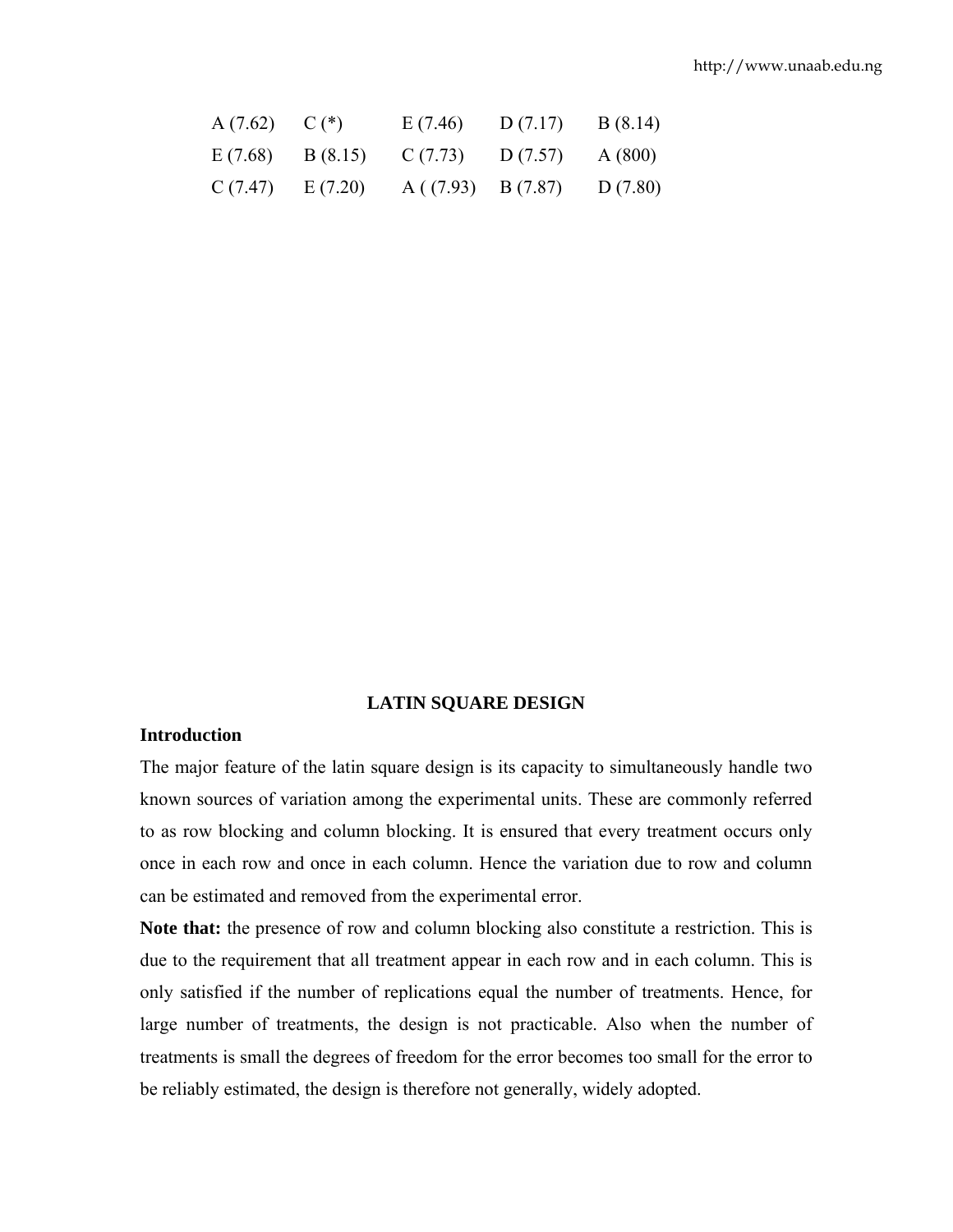| | | | | |
|---|---|---|---|---|
| A (7.62) | C (*) | E (7.46) | D (7.17) | B (8.14) |
| E (7.68) | B (8.15) | C (7.73) | D (7.57) | A (800) |
| C (7.47) | E (7.20) | A ( (7.93) | B (7.87) | D (7.80) |

## LATIN SQUARE DESIGN

### Introduction

The major feature of the latin square design is its capacity to simultaneously handle two known sources of variation among the experimental units. These are commonly referred to as row blocking and column blocking. It is ensured that every treatment occurs only once in each row and once in each column. Hence the variation due to row and column can be estimated and removed from the experimental error.

**Note that:** the presence of row and column blocking also constitute a restriction. This is due to the requirement that all treatment appear in each row and in each column. This is only satisfied if the number of replications equal the number of treatments. Hence, for large number of treatments, the design is not practicable. Also when the number of treatments is small the degrees of freedom for the error becomes too small for the error to be reliably estimated, the design is therefore not generally, widely adopted.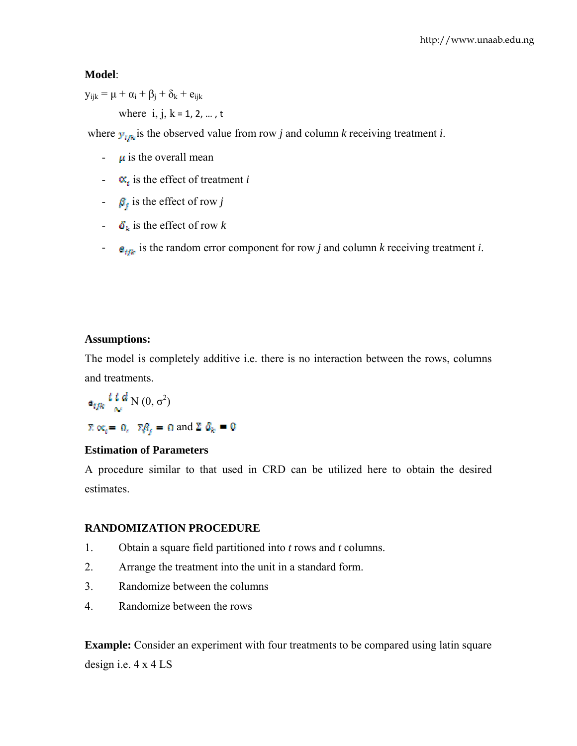**Model**:

$y_{ijk} = \mu + \alpha_i + \beta_j + \delta_k + e_{ijk}$

where i, j, k = 1, 2, … , t

where $y_{ijk}$ is the observed value from row *j* and column *k* receiving treatment *i*.

- $\mu$ is the overall mean
- $\alpha_i$ is the effect of treatment *i*
- $\beta_j$ is the effect of row *j*
- $\delta_k$ is the effect of row *k*
- $e_{ijk}$ is the random error component for row *j* and column *k* receiving treatment *i*.

**Assumptions:**

The model is completely additive i.e. there is no interaction between the rows, columns and treatments.

$e_{ijk} \overset{iid}{\sim} N(0, \sigma^2)$

$\Sigma \alpha_i = 0, \quad \Sigma \beta_j = 0$ and $\Sigma \delta_k = 0$

**Estimation of Parameters**

A procedure similar to that used in CRD can be utilized here to obtain the desired estimates.

**RANDOMIZATION PROCEDURE**

1. Obtain a square field partitioned into *t* rows and *t* columns.
2. Arrange the treatment into the unit in a standard form.
3. Randomize between the columns
4. Randomize between the rows

**Example:** Consider an experiment with four treatments to be compared using latin square design i.e. 4 x 4 LS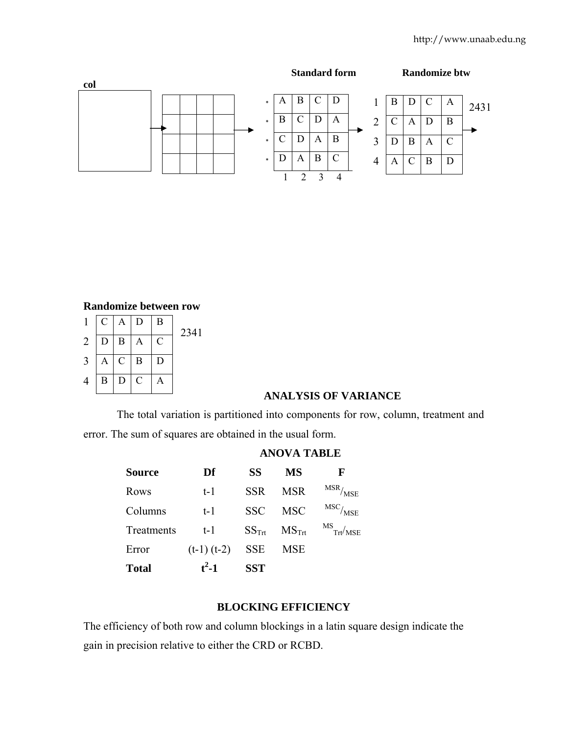**Standard form** **Randomize btw col**

| * | | | | |
|---|---|---|---|---|
| * | A | B | C | D |
| * | B | C | D | A |
| * | C | D | A | B |
| * | D | A | B | C |
| | 1 | 2 | 3 | 4 |

| | | | | |
|---|---|---|---|---|
| 1 | B | D | C | A |
| 2 | C | A | D | B |
| 3 | D | B | A | C |
| 4 | A | C | B | D |

2431

**Randomize between row**

| | | | | |
|---|---|---|---|---|
| 1 | C | A | D | B |
| 2 | D | B | A | C |
| 3 | A | C | B | D |
| 4 | B | D | C | A |

2341

## ANALYSIS OF VARIANCE

The total variation is partitioned into components for row, column, treatment and error. The sum of squares are obtained in the usual form.

### ANOVA TABLE

| Source | Df | SS | MS | F |
|---|---|---|---|---|
| Rows | t-1 | SSR | MSR | $MSR/MSE$ |
| Columns | t-1 | SSC | MSC | $MSC/MSE$ |
| Treatments | t-1 | $SS_{Trt}$ | $MS_{Trt}$ | $MS_{Trt}/MSE$ |
| Error | (t-1) (t-2) | SSE | MSE | |
| **Total** | $t^2$**-1** | **SST** | | |

## BLOCKING EFFICIENCY

The efficiency of both row and column blockings in a latin square design indicate the gain in precision relative to either the CRD or RCBD.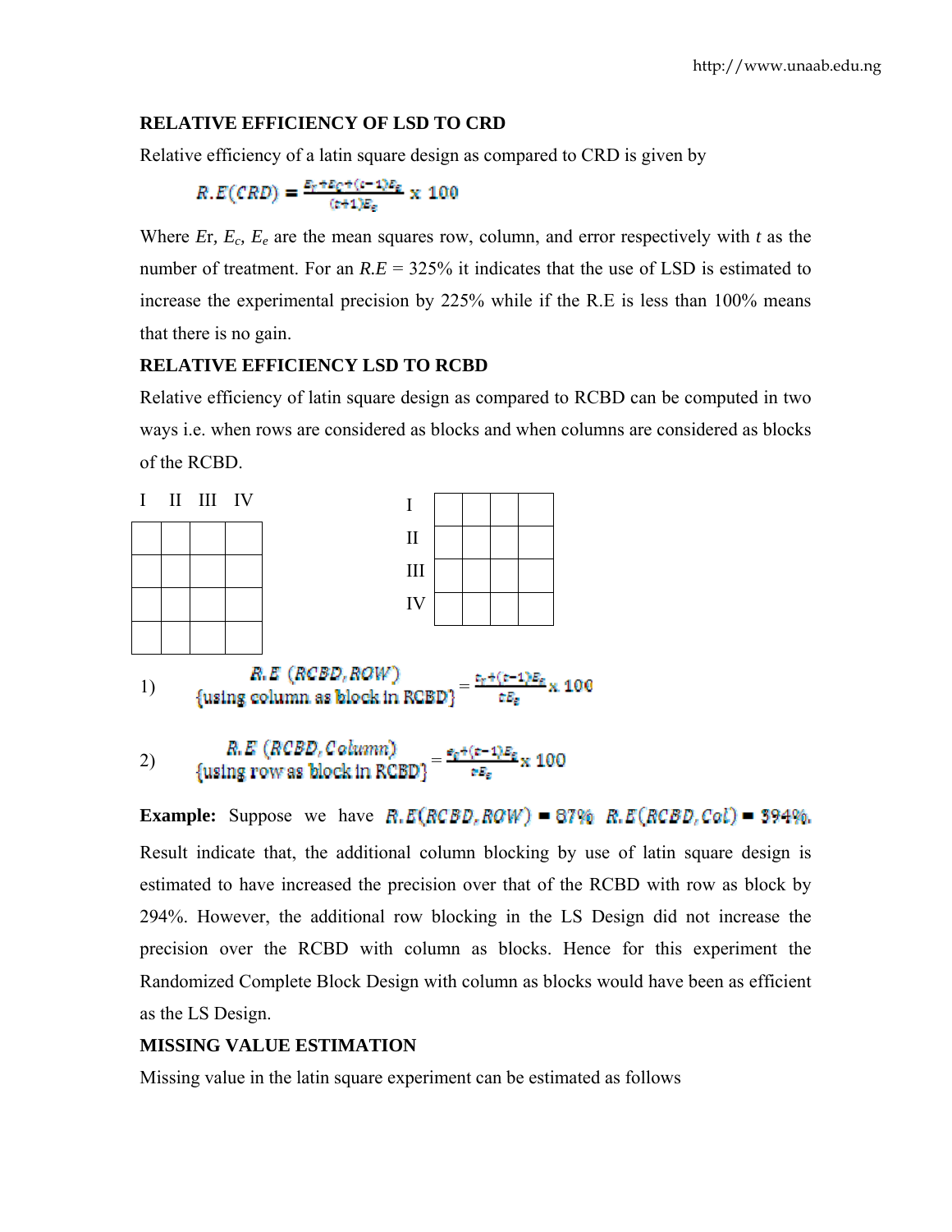## RELATIVE EFFICIENCY OF LSD TO CRD

Relative efficiency of a latin square design as compared to CRD is given by

$$R.E(CRD) = \frac{E_r + E_c + (t-1)E_e}{(t+1)E_e} \times 100$$

Where $Er$, $E_c$, $E_e$ are the mean squares row, column, and error respectively with $t$ as the number of treatment. For an $R.E$ = 325% it indicates that the use of LSD is estimated to increase the experimental precision by 225% while if the R.E is less than 100% means that there is no gain.

## RELATIVE EFFICIENCY LSD TO RCBD

Relative efficiency of latin square design as compared to RCBD can be computed in two ways i.e. when rows are considered as blocks and when columns are considered as blocks of the RCBD.

| I | II | III | IV |
|---|---|---|---|
| | | | |
| | | | |
| | | | |
| | | | |

| | | | | |
|---|---|---|---|---|
| I | | | | |
| II | | | | |
| III | | | | |
| IV | | | | |

1) $$\underset{\{\text{using column as block in RCBD}\}}{R.E\,(RCBD, ROW)} = \frac{E_r + (t-1)E_e}{tE_e} \times 100$$

2) $$\underset{\{\text{using row as block in RCBD}\}}{R.E\,(RCBD, Column)} = \frac{e_c + (t-1)E_e}{tE_e} \times 100$$

**Example:** Suppose we have $R.E(RCBD, ROW) = 87\%$ $R.E(RCBD, Col) = 394\%$.

Result indicate that, the additional column blocking by use of latin square design is estimated to have increased the precision over that of the RCBD with row as block by 294%. However, the additional row blocking in the LS Design did not increase the precision over the RCBD with column as blocks. Hence for this experiment the Randomized Complete Block Design with column as blocks would have been as efficient as the LS Design.

## MISSING VALUE ESTIMATION

Missing value in the latin square experiment can be estimated as follows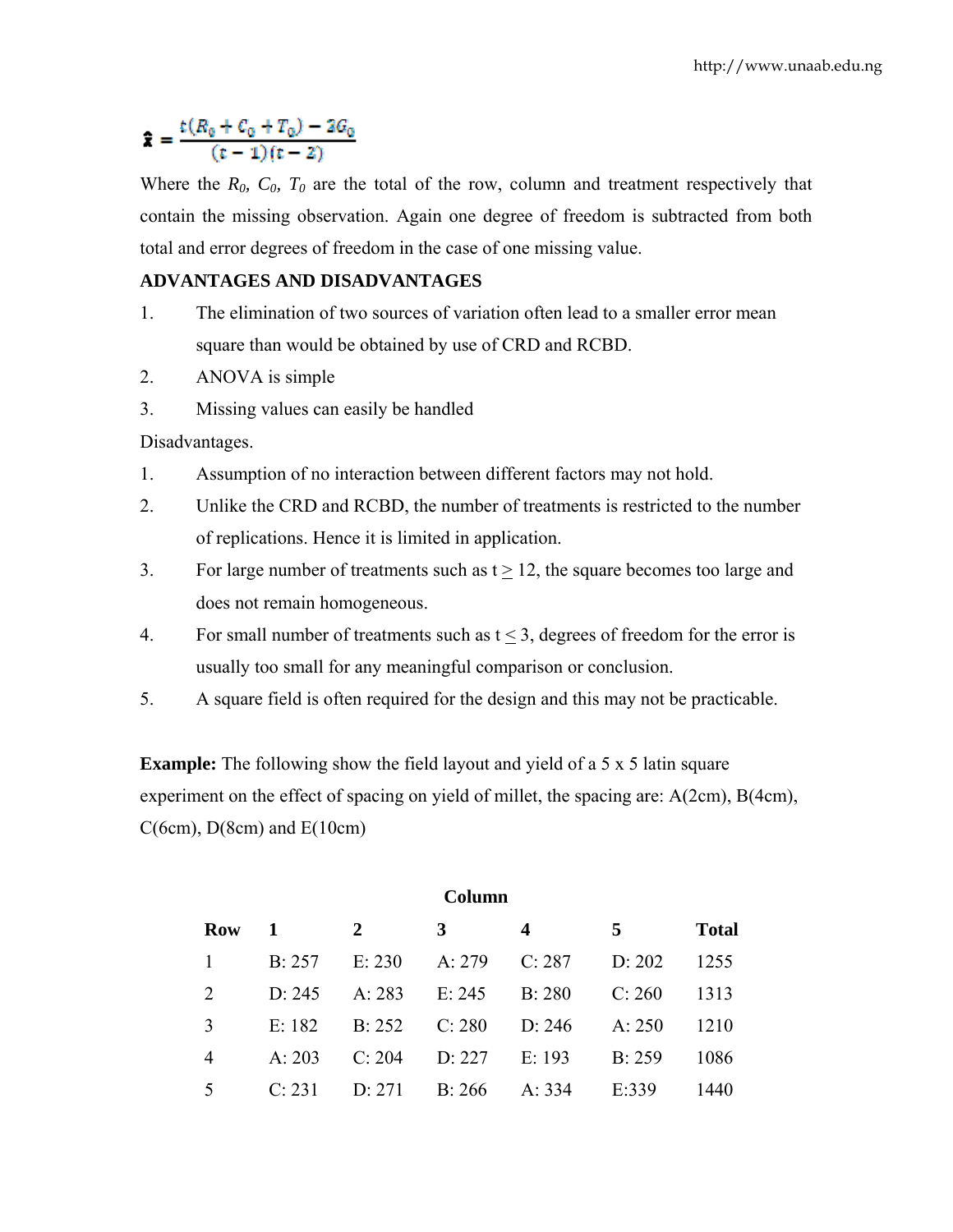$$\hat{x} = \frac{t(R_0 + C_0 + T_0) - 2G_0}{(t-1)(t-2)}$$

Where the $R_0$, $C_0$, $T_0$ are the total of the row, column and treatment respectively that contain the missing observation. Again one degree of freedom is subtracted from both total and error degrees of freedom in the case of one missing value.

**ADVANTAGES AND DISADVANTAGES**

1. The elimination of two sources of variation often lead to a smaller error mean square than would be obtained by use of CRD and RCBD.
2. ANOVA is simple
3. Missing values can easily be handled

Disadvantages.

1. Assumption of no interaction between different factors may not hold.
2. Unlike the CRD and RCBD, the number of treatments is restricted to the number of replications. Hence it is limited in application.
3. For large number of treatments such as $t \geq 12$, the square becomes too large and does not remain homogeneous.
4. For small number of treatments such as $t \leq 3$, degrees of freedom for the error is usually too small for any meaningful comparison or conclusion.
5. A square field is often required for the design and this may not be practicable.

**Example:** The following show the field layout and yield of a 5 x 5 latin square experiment on the effect of spacing on yield of millet, the spacing are: A(2cm), B(4cm), C(6cm), D(8cm) and E(10cm)

| | **Column** | | | | | |
|---|---|---|---|---|---|---|
| **Row** | **1** | **2** | **3** | **4** | **5** | **Total** |
| 1 | B: 257 | E: 230 | A: 279 | C: 287 | D: 202 | 1255 |
| 2 | D: 245 | A: 283 | E: 245 | B: 280 | C: 260 | 1313 |
| 3 | E: 182 | B: 252 | C: 280 | D: 246 | A: 250 | 1210 |
| 4 | A: 203 | C: 204 | D: 227 | E: 193 | B: 259 | 1086 |
| 5 | C: 231 | D: 271 | B: 266 | A: 334 | E:339 | 1440 |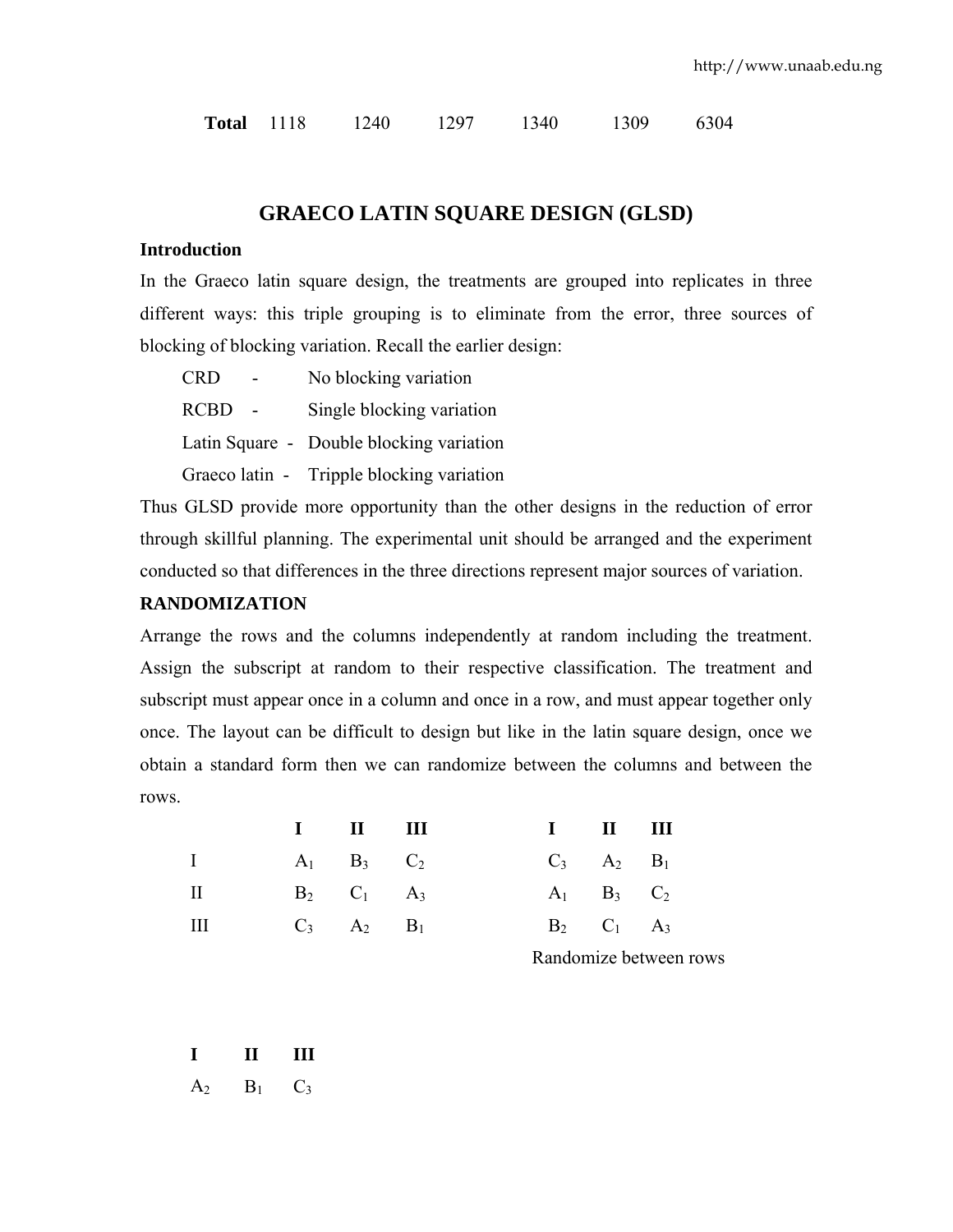| Total | 1118 | 1240 | 1297 | 1340 | 1309 | 6304 |
|---|---|---|---|---|---|---|

## GRAECO LATIN SQUARE DESIGN (GLSD)

**Introduction**

In the Graeco latin square design, the treatments are grouped into replicates in three different ways: this triple grouping is to eliminate from the error, three sources of blocking of blocking variation. Recall the earlier design:

CRD - No blocking variation

RCBD - Single blocking variation

Latin Square - Double blocking variation

Graeco latin - Tripple blocking variation

Thus GLSD provide more opportunity than the other designs in the reduction of error through skillful planning. The experimental unit should be arranged and the experiment conducted so that differences in the three directions represent major sources of variation.

**RANDOMIZATION**

Arrange the rows and the columns independently at random including the treatment. Assign the subscript at random to their respective classification. The treatment and subscript must appear once in a column and once in a row, and must appear together only once. The layout can be difficult to design but like in the latin square design, once we obtain a standard form then we can randomize between the columns and between the rows.

| | I | II | III |
|---|---|---|---|
| I | $A_1$ | $B_3$ | $C_2$ |
| II | $B_2$ | $C_1$ | $A_3$ |
| III | $C_3$ | $A_2$ | $B_1$ |

| I | II | III |
|---|---|---|
| $C_3$ | $A_2$ | $B_1$ |
| $A_1$ | $B_3$ | $C_2$ |
| $B_2$ | $C_1$ | $A_3$ |

Randomize between rows

| I | II | III |
|---|---|---|
| $A_2$ | $B_1$ | $C_3$ |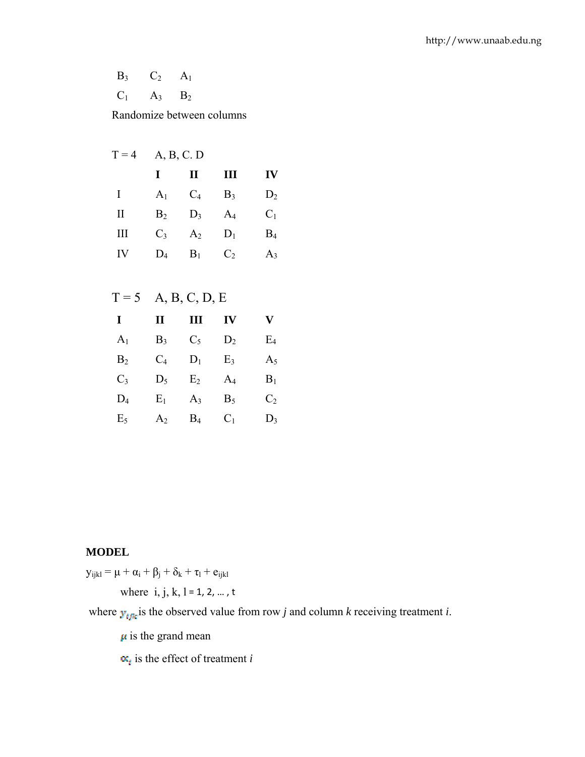| | | |
|---|---|---|
| $B_3$ | $C_2$ | $A_1$ |
| $C_1$ | $A_3$ | $B_2$ |

Randomize between columns

T = 4 A, B, C. D

| | **I** | **II** | **III** | **IV** |
|---|---|---|---|---|
| I | $A_1$ | $C_4$ | $B_3$ | $D_2$ |
| II | $B_2$ | $D_3$ | $A_4$ | $C_1$ |
| III | $C_3$ | $A_2$ | $D_1$ | $B_4$ |
| IV | $D_4$ | $B_1$ | $C_2$ | $A_3$ |

T = 5 A, B, C, D, E

| **I** | **II** | **III** | **IV** | **V** |
|---|---|---|---|---|
| $A_1$ | $B_3$ | $C_5$ | $D_2$ | $E_4$ |
| $B_2$ | $C_4$ | $D_1$ | $E_3$ | $A_5$ |
| $C_3$ | $D_5$ | $E_2$ | $A_4$ | $B_1$ |
| $D_4$ | $E_1$ | $A_3$ | $B_5$ | $C_2$ |
| $E_5$ | $A_2$ | $B_4$ | $C_1$ | $D_3$ |

**MODEL**

$y_{ijkl} = \mu + \alpha_i + \beta_j + \delta_k + \tau_l + e_{ijkl}$

where i, j, k, l = 1, 2, … , t

where $y_{ijk}$ is the observed value from row *j* and column *k* receiving treatment *i*.

$\mu$ is the grand mean

$\alpha_i$ is the effect of treatment *i*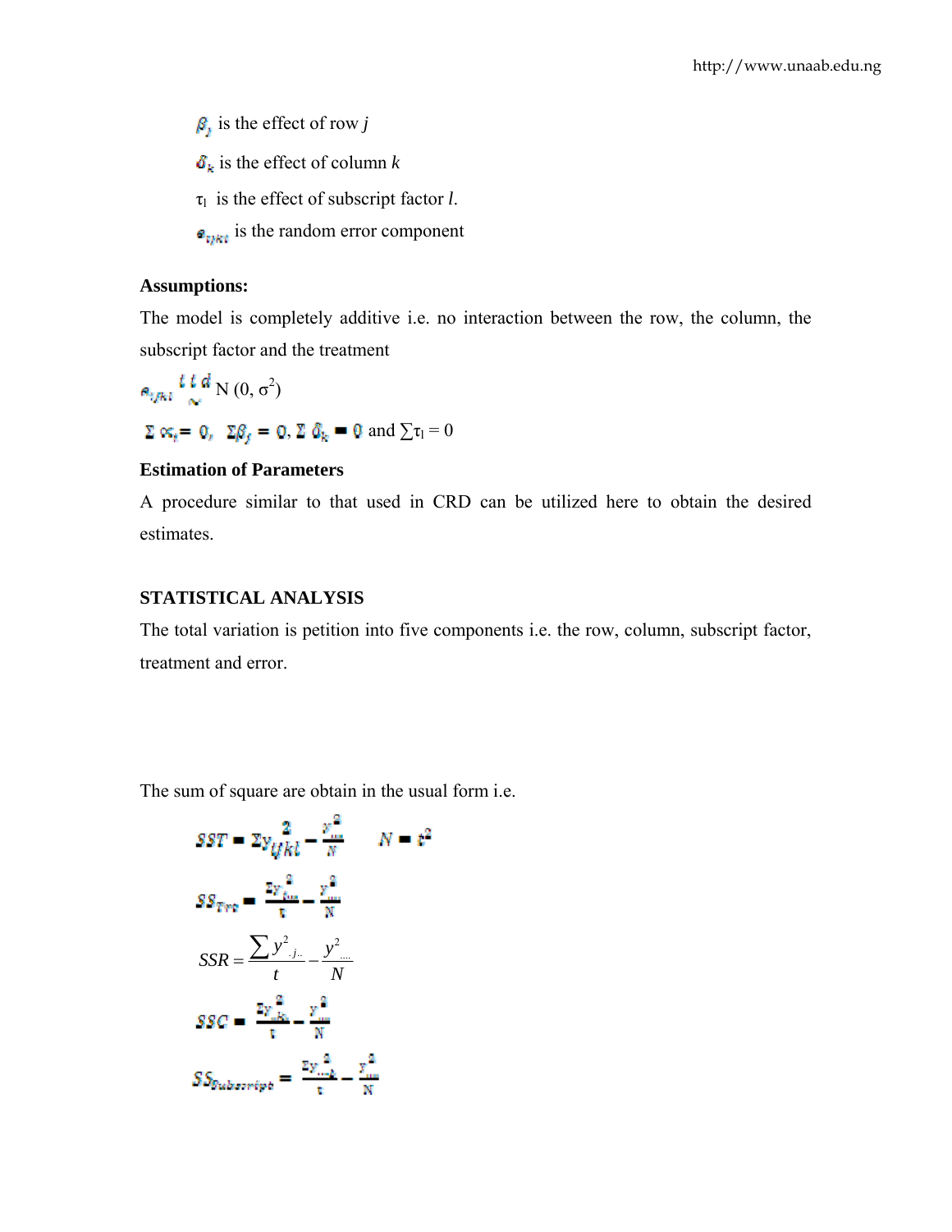$\beta_j$ is the effect of row $j$

$\delta_k$ is the effect of column $k$

$\tau_l$ is the effect of subscript factor $l$.

$e_{ijkl}$ is the random error component

**Assumptions:**

The model is completely additive i.e. no interaction between the row, the column, the subscript factor and the treatment

$e_{ijkl} \overset{iid}{\sim} N(0, \sigma^2)$

$\Sigma \alpha_i = 0, \ \Sigma\beta_j = 0, \Sigma \delta_k = 0$ and $\sum\tau_l = 0$

**Estimation of Parameters**

A procedure similar to that used in CRD can be utilized here to obtain the desired estimates.

**STATISTICAL ANALYSIS**

The total variation is petition into five components i.e. the row, column, subscript factor, treatment and error.

The sum of square are obtain in the usual form i.e.

$$SST = \Sigma y_{ijkl}^2 - \frac{y_{....}^2}{N} \qquad N = t^2$$

$$SS_{Trt} = \frac{\Sigma y_{i...}^2}{t} - \frac{y_{....}^2}{N}$$

$$SSR = \frac{\sum y_{.j..}^2}{t} - \frac{y_{....}^2}{N}$$

$$SSC = \frac{\Sigma y_{..k.}^2}{t} - \frac{y_{....}^2}{N}$$

$$SS_{Subscript} = \frac{\Sigma y_{...l}^2}{t} - \frac{y_{....}^2}{N}$$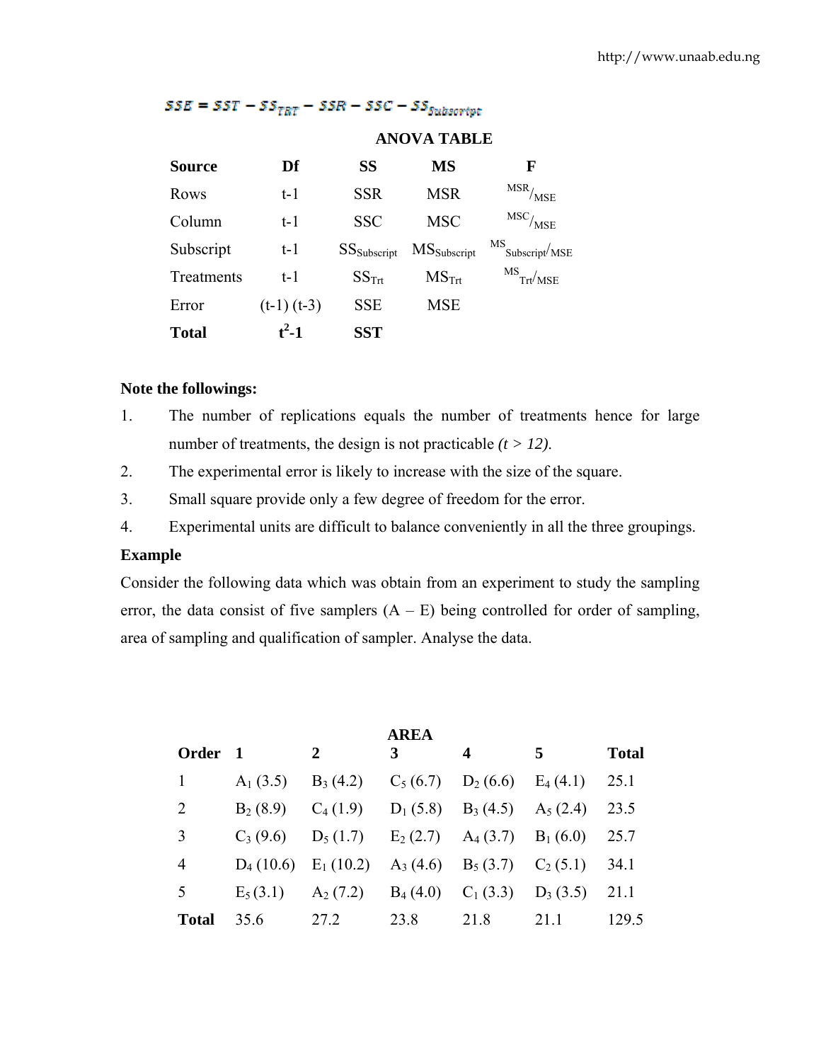$$SSE = SST - SS_{TRT} - SSR - SSC - SS_{Subscript}$$

**ANOVA TABLE**

| **Source** | **Df** | **SS** | **MS** | **F** |
|---|---|---|---|---|
| Rows | t-1 | SSR | MSR | $MSR/MSE$ |
| Column | t-1 | SSC | MSC | $MSC/MSE$ |
| Subscript | t-1 | $SS_{Subscript}$ | $MS_{Subscript}$ | $MS_{Subscript}/MSE$ |
| Treatments | t-1 | $SS_{Trt}$ | $MS_{Trt}$ | $MS_{Trt}/MSE$ |
| Error | (t-1) (t-3) | SSE | MSE | |
| **Total** | **$t^2$-1** | **SST** | | |

**Note the followings:**

1. The number of replications equals the number of treatments hence for large number of treatments, the design is not practicable *(t > 12).*
2. The experimental error is likely to increase with the size of the square.
3. Small square provide only a few degree of freedom for the error.
4. Experimental units are difficult to balance conveniently in all the three groupings.

**Example**

Consider the following data which was obtain from an experiment to study the sampling error, the data consist of five samplers (A – E) being controlled for order of sampling, area of sampling and qualification of sampler. Analyse the data.

| | | | **AREA** | | | |
|---|---|---|---|---|---|---|
| **Order** | **1** | **2** | **3** | **4** | **5** | **Total** |
| 1 | $A_1$ (3.5) | $B_3$ (4.2) | $C_5$ (6.7) | $D_2$ (6.6) | $E_4$ (4.1) | 25.1 |
| 2 | $B_2$ (8.9) | $C_4$ (1.9) | $D_1$ (5.8) | $B_3$ (4.5) | $A_5$ (2.4) | 23.5 |
| 3 | $C_3$ (9.6) | $D_5$ (1.7) | $E_2$ (2.7) | $A_4$ (3.7) | $B_1$ (6.0) | 25.7 |
| 4 | $D_4$ (10.6) | $E_1$ (10.2) | $A_3$ (4.6) | $B_5$ (3.7) | $C_2$ (5.1) | 34.1 |
| 5 | $E_5$ (3.1) | $A_2$ (7.2) | $B_4$ (4.0) | $C_1$ (3.3) | $D_3$ (3.5) | 21.1 |
| **Total** | 35.6 | 27.2 | 23.8 | 21.8 | 21.1 | 129.5 |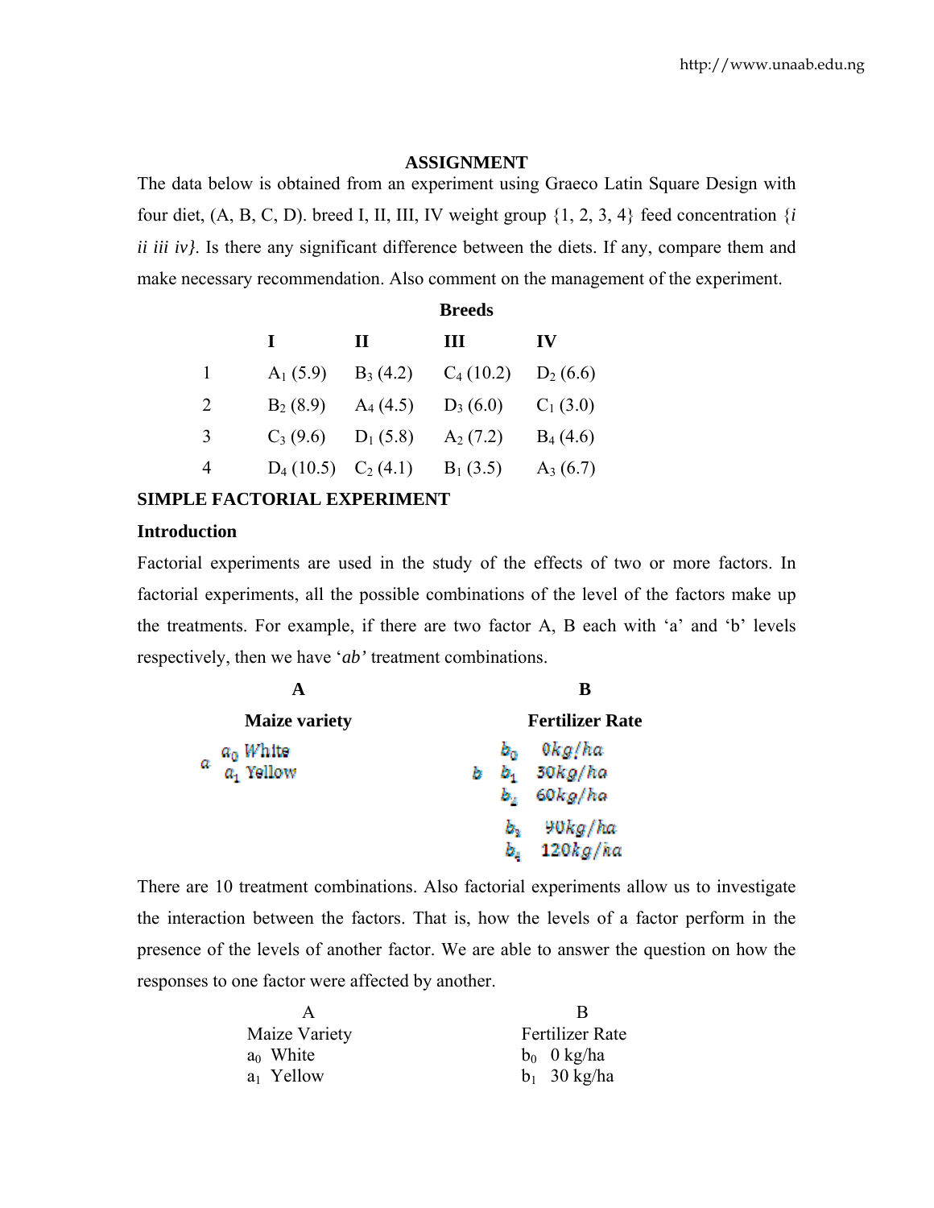## ASSIGNMENT

The data below is obtained from an experiment using Graeco Latin Square Design with four diet, (A, B, C, D). breed I, II, III, IV weight group {1, 2, 3, 4} feed concentration {*i ii iii iv}*. Is there any significant difference between the diets. If any, compare them and make necessary recommendation. Also comment on the management of the experiment.

| | **Breeds** | | | |
|---|---|---|---|---|
| | **I** | **II** | **III** | **IV** |
| 1 | $A_1$ (5.9) | $B_3$ (4.2) | $C_4$ (10.2) | $D_2$ (6.6) |
| 2 | $B_2$ (8.9) | $A_4$ (4.5) | $D_3$ (6.0) | $C_1$ (3.0) |
| 3 | $C_3$ (9.6) | $D_1$ (5.8) | $A_2$ (7.2) | $B_4$ (4.6) |
| 4 | $D_4$ (10.5) | $C_2$ (4.1) | $B_1$ (3.5) | $A_3$ (6.7) |

## SIMPLE FACTORIAL EXPERIMENT

### Introduction

Factorial experiments are used in the study of the effects of two or more factors. In factorial experiments, all the possible combinations of the level of the factors make up the treatments. For example, if there are two factor A, B each with 'a' and 'b' levels respectively, then we have '*ab'* treatment combinations.

| **A** | **B** |
|---|---|
| **Maize variety** | **Fertilizer Rate** |
| $a$: $a_0$ White | $b$: $b_0$ 0kg/ha |
| $a_1$ Yellow | $b_1$ 30kg/ha |
| | $b_2$ 60kg/ha |
| | $b_3$ 90kg/ha |
| | $b_4$ 120kg/ha |

There are 10 treatment combinations. Also factorial experiments allow us to investigate the interaction between the factors. That is, how the levels of a factor perform in the presence of the levels of another factor. We are able to answer the question on how the responses to one factor were affected by another.

| A | B |
|---|---|
| Maize Variety | Fertilizer Rate |
| $a_0$ White | $b_0$ 0 kg/ha |
| $a_1$ Yellow | $b_1$ 30 kg/ha |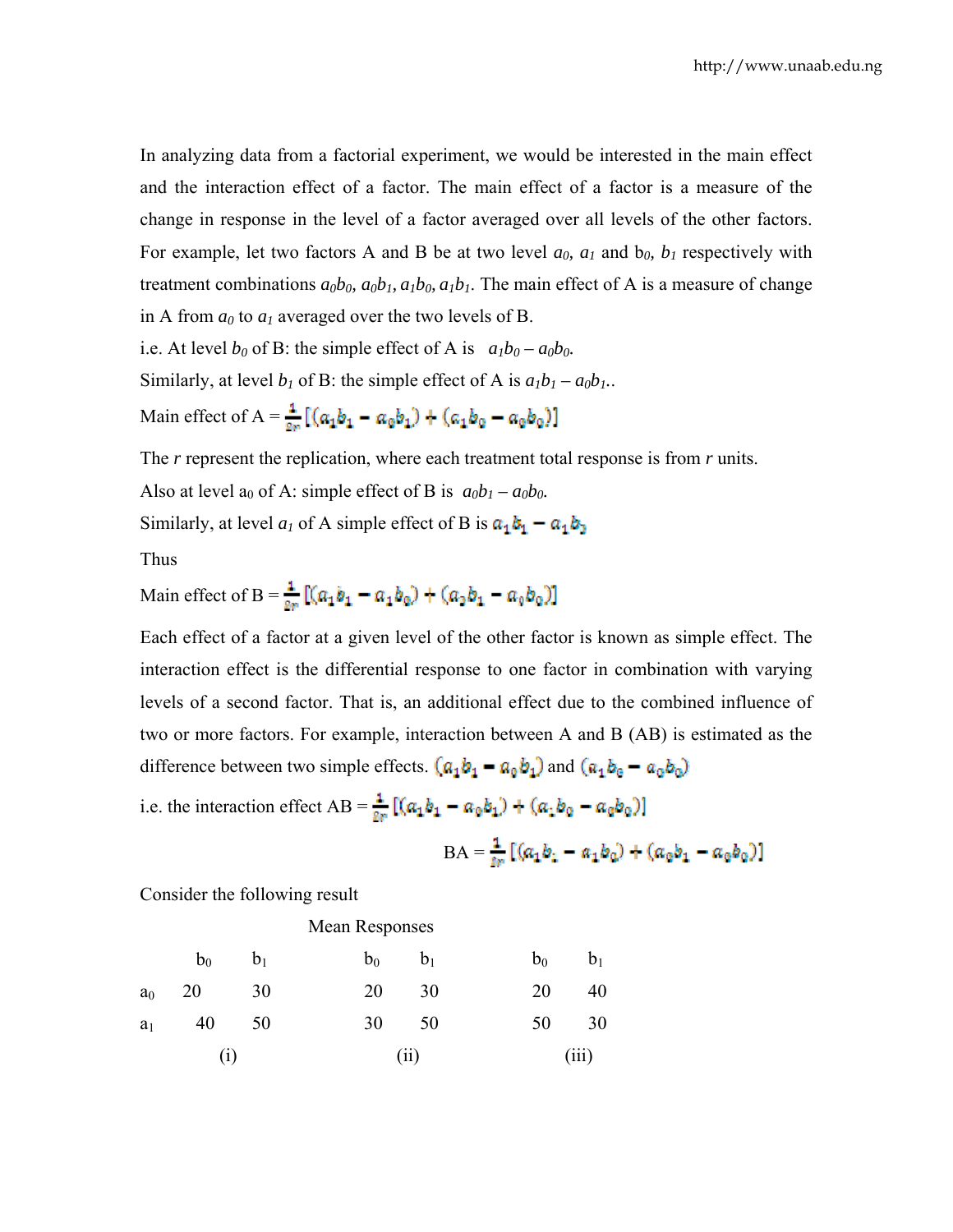In analyzing data from a factorial experiment, we would be interested in the main effect and the interaction effect of a factor. The main effect of a factor is a measure of the change in response in the level of a factor averaged over all levels of the other factors. For example, let two factors A and B be at two level $a_0$, $a_1$ and $b_0$, $b_1$ respectively with treatment combinations $a_0b_0$, $a_0b_1$, $a_1b_0$, $a_1b_1$. The main effect of A is a measure of change in A from $a_0$ to $a_1$ averaged over the two levels of B.

i.e. At level $b_0$ of B: the simple effect of A is $a_1b_0 - a_0b_0$.

Similarly, at level $b_1$ of B: the simple effect of A is $a_1b_1 - a_0b_1$..

Main effect of A = $\frac{1}{2r}[(a_1b_1 - a_0b_1) + (a_1b_0 - a_0b_0)]$

The $r$ represent the replication, where each treatment total response is from $r$ units.

Also at level $a_0$ of A: simple effect of B is $a_0b_1 - a_0b_0$.

Similarly, at level $a_1$ of A simple effect of B is $a_1b_1 - a_1b_0$

Thus

Main effect of B = $\frac{1}{2r}[(a_1b_1 - a_1b_0) + (a_0b_1 - a_0b_0)]$

Each effect of a factor at a given level of the other factor is known as simple effect. The interaction effect is the differential response to one factor in combination with varying levels of a second factor. That is, an additional effect due to the combined influence of two or more factors. For example, interaction between A and B (AB) is estimated as the difference between two simple effects. $(a_1b_1 - a_0b_1)$ and $(a_1b_0 - a_0b_0)$

i.e. the interaction effect AB = $\frac{1}{2r}[(a_1b_1 - a_0b_1) + (a_1b_0 - a_0b_0)]$

$$BA = \frac{1}{2r}[(a_1b_1 - a_1b_0) + (a_0b_1 - a_0b_0)]$$

Consider the following result

Mean Responses

|  | $b_0$ | $b_1$ | $b_0$ | $b_1$ | $b_0$ | $b_1$ |
|---|---|---|---|---|---|---|
| $a_0$ | 20 | 30 | 20 | 30 | 20 | 40 |
| $a_1$ | 40 | 50 | 30 | 50 | 50 | 30 |
|  | (i) |  | (ii) |  | (iii) |  |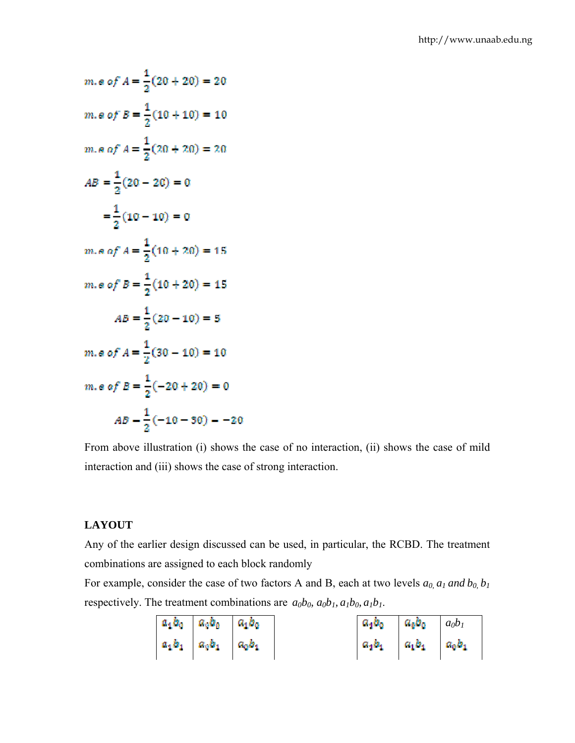$$m.e\ of\ A = \frac{1}{2}(20 + 20) = 20$$

$$m.e\ of\ B = \frac{1}{2}(10 + 10) = 10$$

$$m.e\ of\ A = \frac{1}{2}(20 + 20) = 20$$

$$AB = \frac{1}{2}(20 - 20) = 0$$

$$= \frac{1}{2}(10 - 10) = 0$$

$$m.e\ of\ A = \frac{1}{2}(10 + 20) = 15$$

$$m.e\ of\ B = \frac{1}{2}(10 + 20) = 15$$

$$AB = \frac{1}{2}(20 - 10) = 5$$

$$m.e\ of\ A = \frac{1}{2}(30 - 10) = 10$$

$$m.e\ of\ B = \frac{1}{2}(-20 + 20) = 0$$

$$AB - \frac{1}{2}(-10 - 30) - -20$$

From above illustration (i) shows the case of no interaction, (ii) shows the case of mild interaction and (iii) shows the case of strong interaction.

**LAYOUT**

Any of the earlier design discussed can be used, in particular, the RCBD. The treatment combinations are assigned to each block randomly

For example, consider the case of two factors A and B, each at two levels $a_0, a_1$ *and* $b_0, b_1$ respectively. The treatment combinations are $a_0b_0, a_0b_1, a_1b_0, a_1b_1$.

| | | |
|---|---|---|
| $a_1b_0$ | $a_0b_0$ | $a_1b_0$ |
| $a_1b_1$ | $a_0b_1$ | $a_0b_1$ |

| | | |
|---|---|---|
| $a_1b_0$ | $a_0b_0$ | $a_0b_1$ |
| $a_1b_1$ | $a_1b_1$ | $a_0b_1$ |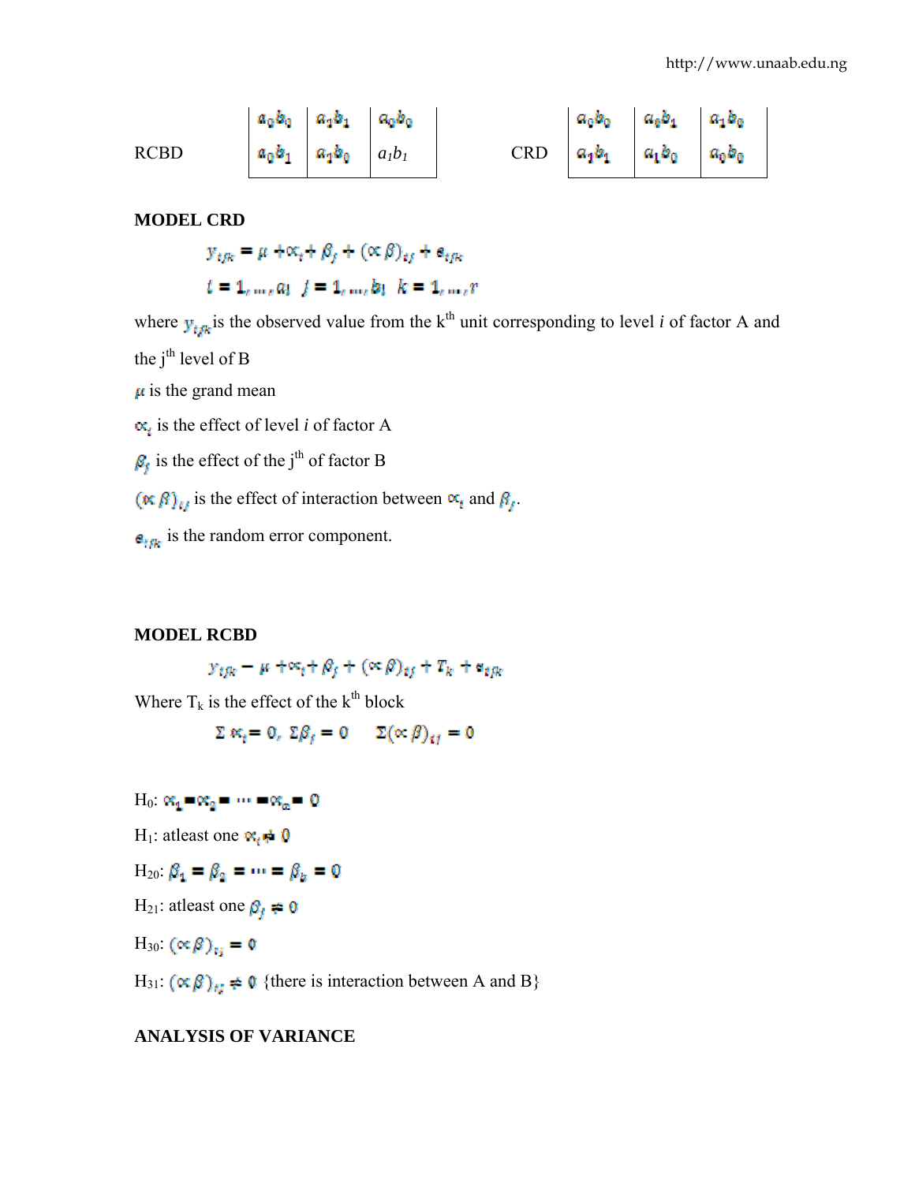RCBD

| $a_0b_0$ | $a_1b_1$ | $a_0b_0$ |
|---|---|---|
| $a_0b_1$ | $a_1b_0$ | $a_1b_1$ |

CRD

| $a_0b_0$ | $a_0b_1$ | $a_1b_0$ |
|---|---|---|
| $a_1b_1$ | $a_1b_0$ | $a_0b_0$ |

**MODEL CRD**

$$y_{ijk} = \mu + \alpha_i + \beta_j + (\alpha\beta)_{ij} + e_{ijk}$$

$$i = 1, \ldots, a; \quad j = 1, \ldots, b; \quad k = 1, \ldots, r$$

where $y_{ijk}$ is the observed value from the k[th] unit corresponding to level *i* of factor A and the j[th] level of B

$\mu$ is the grand mean

$\alpha_i$ is the effect of level *i* of factor A

$\beta_j$ is the effect of the j[th] of factor B

$(\alpha\beta)_{ij}$ is the effect of interaction between $\alpha_i$ and $\beta_j$.

$e_{ijk}$ is the random error component.

**MODEL RCBD**

$$y_{ijk} = \mu + \alpha_i + \beta_j + (\alpha\beta)_{ij} + T_k + e_{ijk}$$

Where $T_k$ is the effect of the k[th] block

$$\Sigma \alpha_i = 0, \; \Sigma\beta_j = 0 \quad \Sigma(\alpha\beta)_{ij} = 0$$

$H_0$: $\alpha_1 = \alpha_2 = \cdots = \alpha_a = 0$

$H_1$: atleast one $\alpha_i \neq 0$

$H_{20}$: $\beta_1 = \beta_2 = \cdots = \beta_b = 0$

$H_{21}$: atleast one $\beta_j \neq 0$

$H_{30}$: $(\alpha\beta)_{ij} = 0$

$H_{31}$: $(\alpha\beta)_{ij} \neq 0$ {there is interaction between A and B}

**ANALYSIS OF VARIANCE**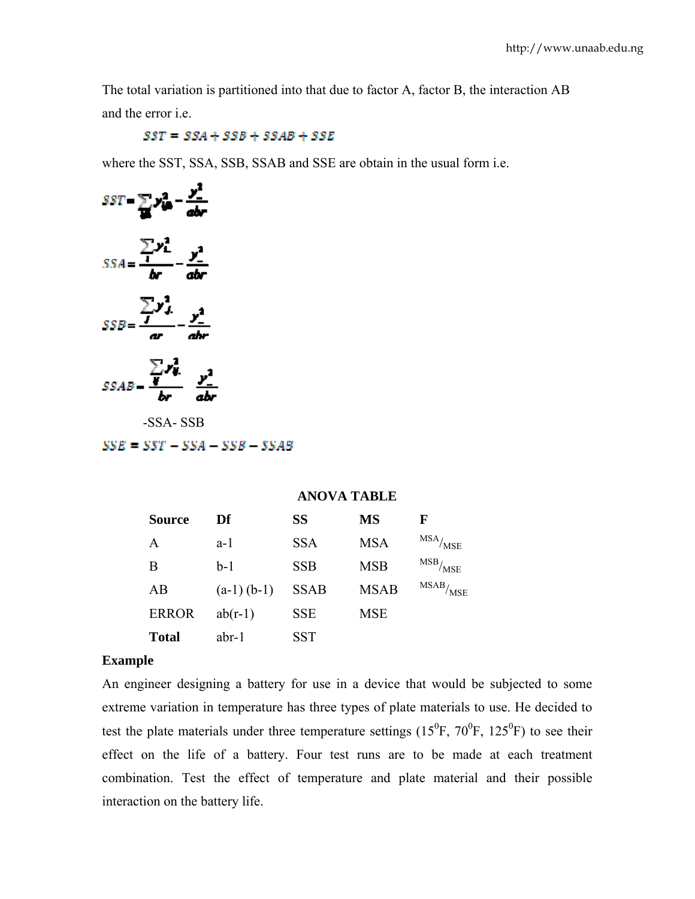The total variation is partitioned into that due to factor A, factor B, the interaction AB and the error i.e.

$$SST = SSA + SSB + SSAB + SSE$$

where the SST, SSA, SSB, SSAB and SSE are obtain in the usual form i.e.

$$SST = \sum_{ijk} y_{ijk}^2 - \frac{y_{...}^2}{abr}$$

$$SSA = \frac{\sum_i y_{i..}^2}{br} - \frac{y_{...}^2}{abr}$$

$$SSB = \frac{\sum_j y_{.j.}^2}{ar} - \frac{y_{...}^2}{abr}$$

$$SSAB = \frac{\sum_{ij} y_{ij.}^2}{br} \quad \frac{y_{...}^2}{abr}$$

-SSA- SSB

$$SSE = SST - SSA - SSB - SSAB$$

**ANOVA TABLE**

| Source | Df | SS | MS | F |
|---|---|---|---|---|
| A | a-1 | SSA | MSA | $^{MSA}/_{MSE}$ |
| B | b-1 | SSB | MSB | $^{MSB}/_{MSE}$ |
| AB | (a-1) (b-1) | SSAB | MSAB | $^{MSAB}/_{MSE}$ |
| ERROR | ab(r-1) | SSE | MSE | |
| **Total** | abr-1 | SST | | |

**Example**

An engineer designing a battery for use in a device that would be subjected to some extreme variation in temperature has three types of plate materials to use. He decided to test the plate materials under three temperature settings ($15^0$F, $70^0$F, $125^0$F) to see their effect on the life of a battery. Four test runs are to be made at each treatment combination. Test the effect of temperature and plate material and their possible interaction on the battery life.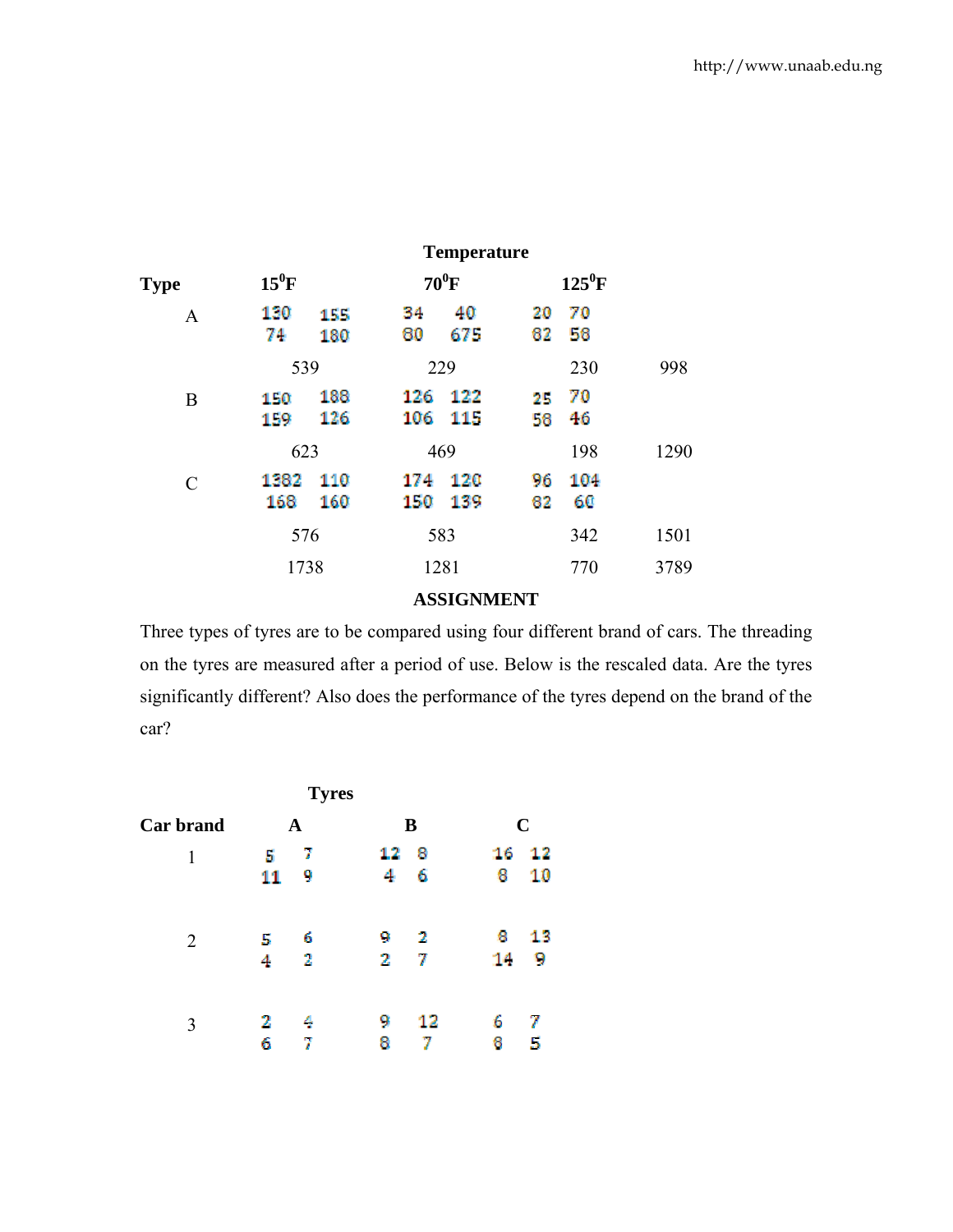| | Temperature | | | |
|---|---|---|---|---|
| Type | $15^0$F | $70^0$F | $125^0$F | |
| A | 130 155<br>74 180 | 34 40<br>80 675 | 20 70<br>82 58 | |
| | 539 | 229 | 230 | 998 |
| B | 150 188<br>159 126 | 126 122<br>106 115 | 25 70<br>58 46 | |
| | 623 | 469 | 198 | 1290 |
| C | 1382 110<br>168 160 | 174 120<br>150 139 | 96 104<br>82 60 | |
| | 576 | 583 | 342 | 1501 |
| | 1738 | 1281 | 770 | 3789 |

**ASSIGNMENT**

Three types of tyres are to be compared using four different brand of cars. The threading on the tyres are measured after a period of use. Below is the rescaled data. Are the tyres significantly different? Also does the performance of the tyres depend on the brand of the car?

| | Tyres | | |
|---|---|---|---|
| Car brand | A | B | C |
| 1 | 5 7<br>11 9 | 12 8<br>4 6 | 16 12<br>8 10 |
| 2 | 5 6<br>4 2 | 9 2<br>2 7 | 8 13<br>14 9 |
| 3 | 2 4<br>6 7 | 9 12<br>8 7 | 6 7<br>8 5 |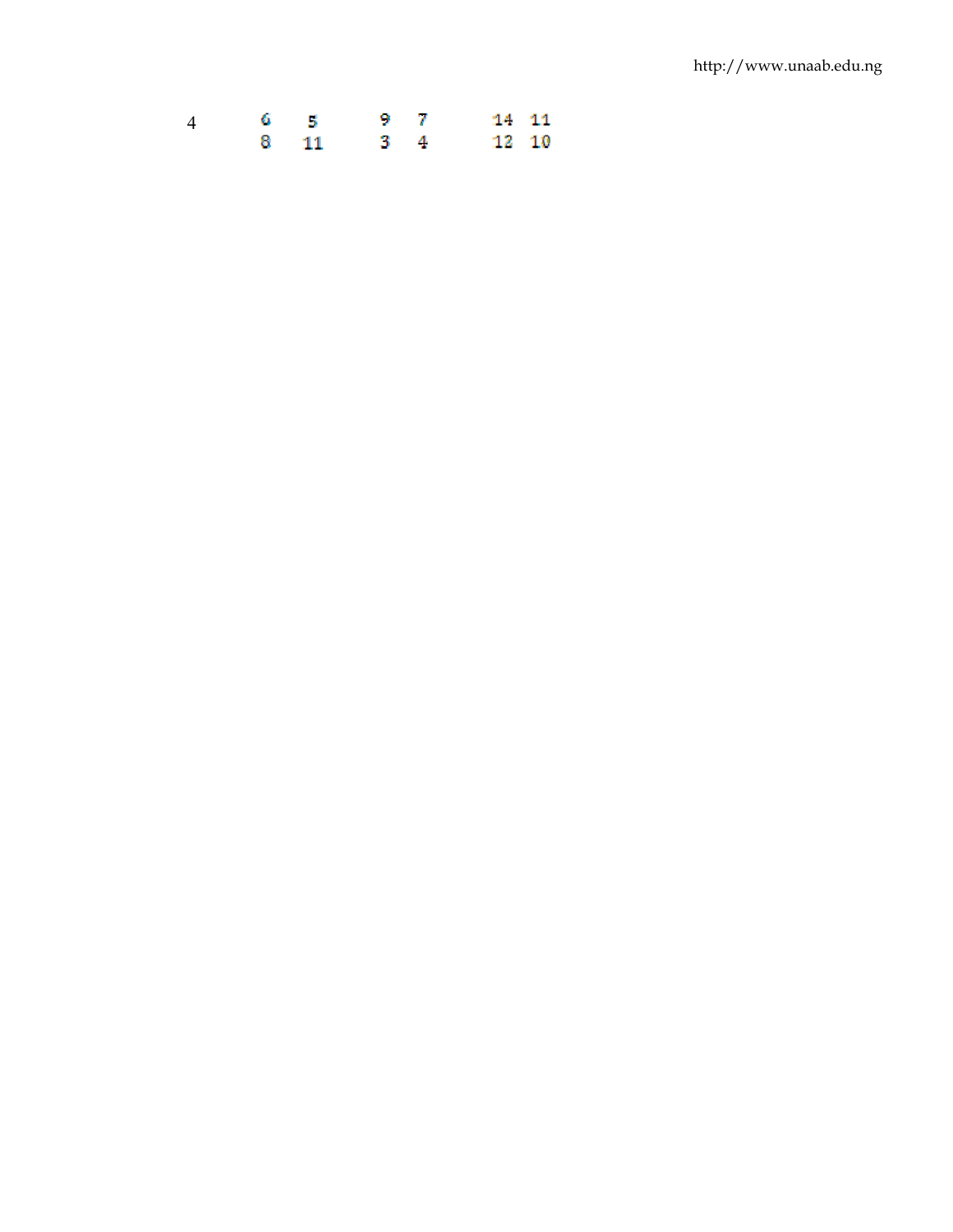| | | | | | | |
|---|---|---|---|---|---|---|
| 4 | 6 | 5 | 9 | 7 | 14 | 11 |
| | 8 | 11 | 3 | 4 | 12 | 10 |